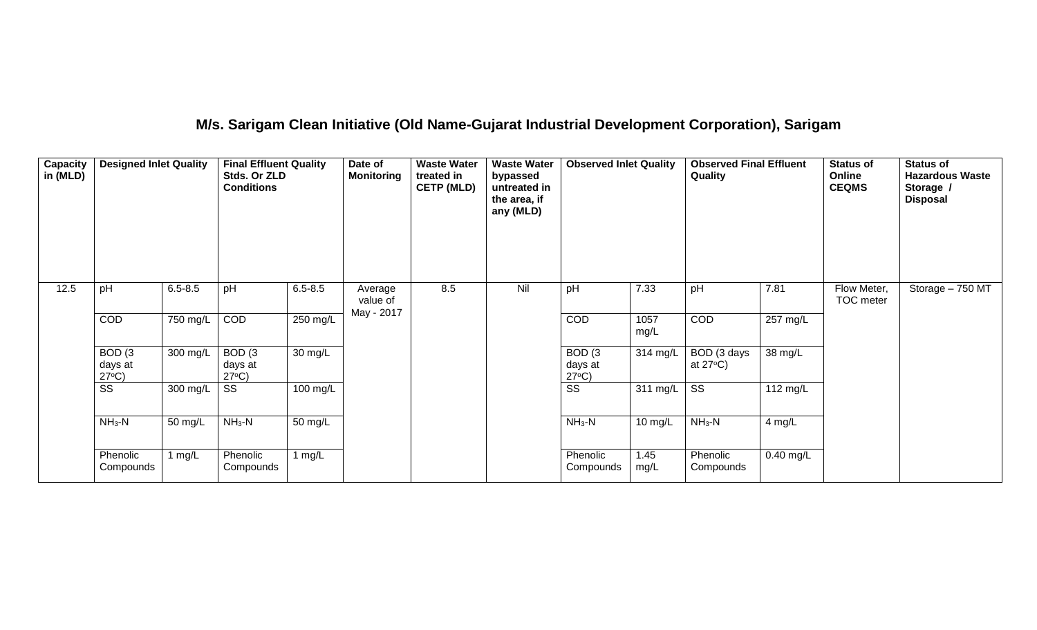# M/s. Sarigam Clean Initiative (Old Name-Gujarat Industrial Development Corporation), Sarigam

| Capacity in (MLD) | Designed Inlet Quality | | Final Effluent Quality Stds. Or ZLD Conditions | | Date of Monitoring | Waste Water treated in CETP (MLD) | Waste Water bypassed untreated in the area, if any (MLD) | Observed Inlet Quality | | Observed Final Effluent Quality | | Status of Online CEQMS | Status of Hazardous Waste Storage / Disposal |
|---|---|---|---|---|---|---|---|---|---|---|---|---|---|
| 12.5 | pH | 6.5-8.5 | pH | 6.5-8.5 | Average value of May - 2017 | 8.5 | Nil | pH | 7.33 | pH | 7.81 | Flow Meter, TOC meter | Storage – 750 MT |
| | COD | 750 mg/L | COD | 250 mg/L | | | | COD | 1057 mg/L | COD | 257 mg/L | | |
| | BOD (3 days at 27°C) | 300 mg/L | BOD (3 days at 27°C) | 30 mg/L | | | | BOD (3 days at 27°C) | 314 mg/L | BOD (3 days at 27°C) | 38 mg/L | | |
| | SS | 300 mg/L | SS | 100 mg/L | | | | SS | 311 mg/L | SS | 112 mg/L | | |
| | $NH_3$-N | 50 mg/L | $NH_3$-N | 50 mg/L | | | | $NH_3$-N | 10 mg/L | $NH_3$-N | 4 mg/L | | |
| | Phenolic Compounds | 1 mg/L | Phenolic Compounds | 1 mg/L | | | | Phenolic Compounds | 1.45 mg/L | Phenolic Compounds | 0.40 mg/L | | |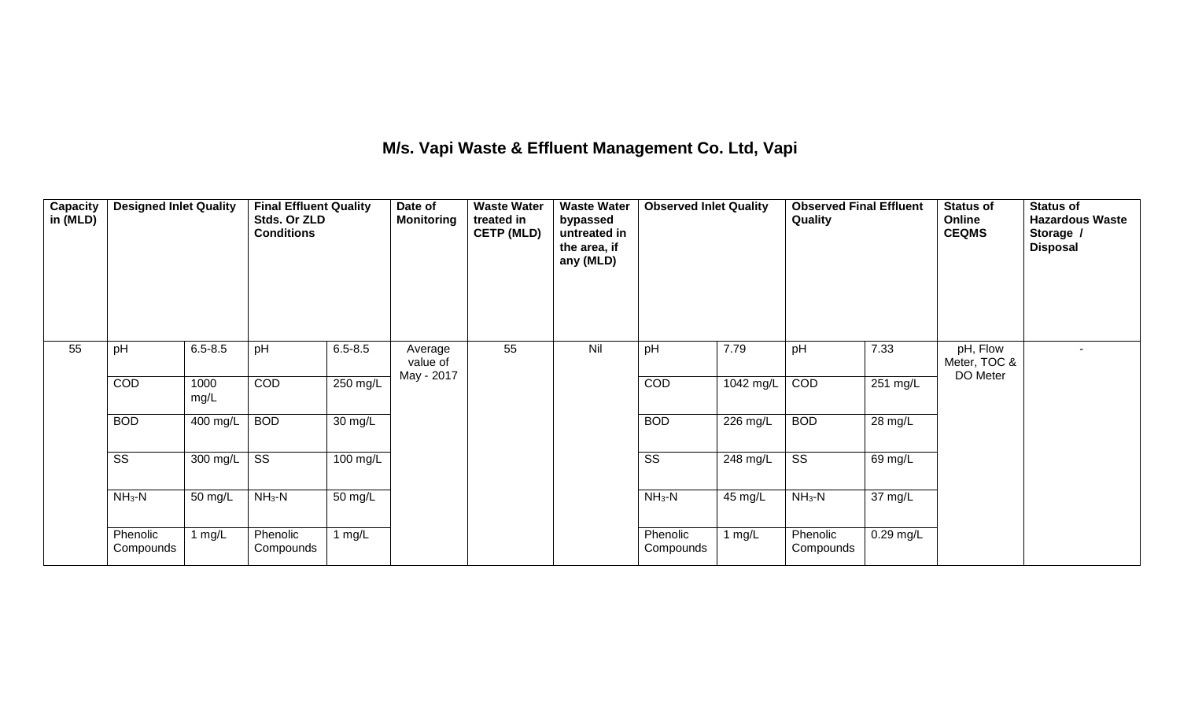# M/s. Vapi Waste & Effluent Management Co. Ltd, Vapi

| Capacity in (MLD) | Designed Inlet Quality | | Final Effluent Quality Stds. Or ZLD Conditions | | Date of Monitoring | Waste Water treated in CETP (MLD) | Waste Water bypassed untreated in the area, if any (MLD) | Observed Inlet Quality | | Observed Final Effluent Quality | | Status of Online CEQMS | Status of Hazardous Waste Storage / Disposal |
|---|---|---|---|---|---|---|---|---|---|---|---|---|---|
| 55 | pH | 6.5-8.5 | pH | 6.5-8.5 | Average value of May - 2017 | 55 | Nil | pH | 7.79 | pH | 7.33 | pH, Flow Meter, TOC & DO Meter | - |
| | COD | 1000 mg/L | COD | 250 mg/L | | | | COD | 1042 mg/L | COD | 251 mg/L | | |
| | BOD | 400 mg/L | BOD | 30 mg/L | | | | BOD | 226 mg/L | BOD | 28 mg/L | | |
| | SS | 300 mg/L | SS | 100 mg/L | | | | SS | 248 mg/L | SS | 69 mg/L | | |
| | $NH_3$-N | 50 mg/L | $NH_3$-N | 50 mg/L | | | | $NH_3$-N | 45 mg/L | $NH_3$-N | 37 mg/L | | |
| | Phenolic Compounds | 1 mg/L | Phenolic Compounds | 1 mg/L | | | | Phenolic Compounds | 1 mg/L | Phenolic Compounds | 0.29 mg/L | | |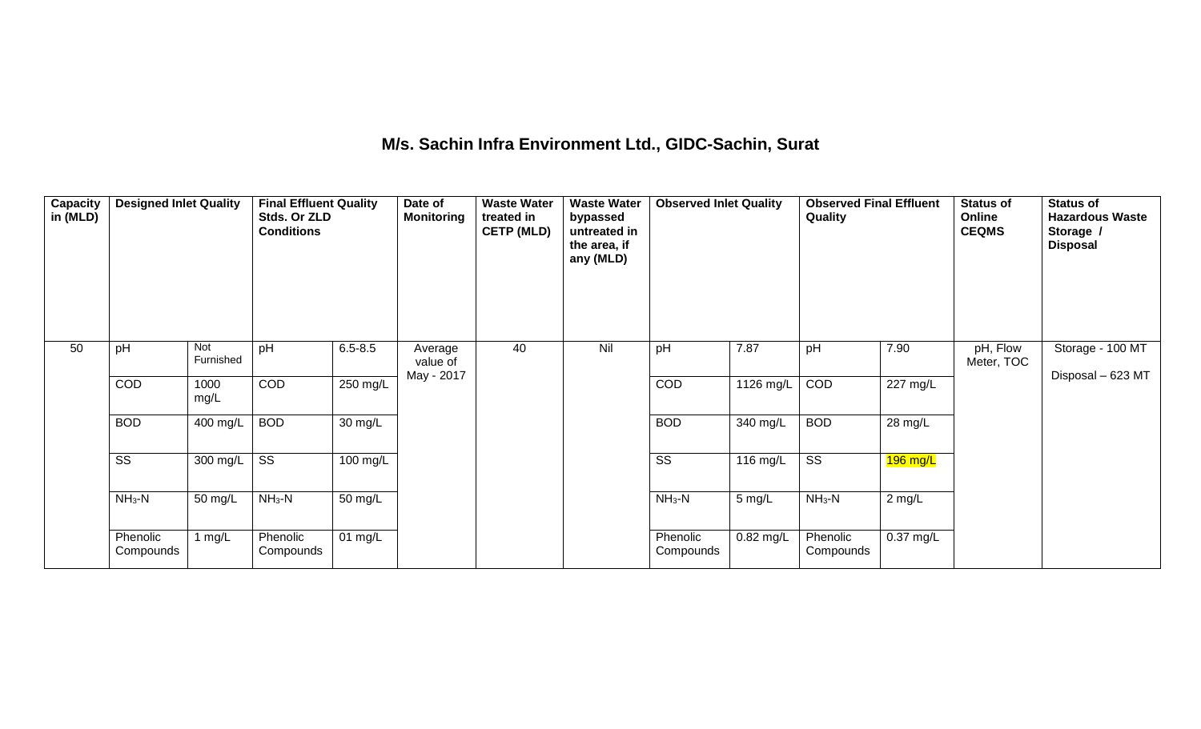# M/s. Sachin Infra Environment Ltd., GIDC-Sachin, Surat

| Capacity in (MLD) | Designed Inlet Quality | | Final Effluent Quality Stds. Or ZLD Conditions | | Date of Monitoring | Waste Water treated in CETP (MLD) | Waste Water bypassed untreated in the area, if any (MLD) | Observed Inlet Quality | | Observed Final Effluent Quality | | Status of Online CEQMS | Status of Hazardous Waste Storage / Disposal |
|---|---|---|---|---|---|---|---|---|---|---|---|---|---|
| 50 | pH | Not Furnished | pH | 6.5-8.5 | Average value of May - 2017 | 40 | Nil | pH | 7.87 | pH | 7.90 | pH, Flow Meter, TOC | Storage - 100 MT<br>Disposal – 623 MT |
| | COD | 1000 mg/L | COD | 250 mg/L | | | | COD | 1126 mg/L | COD | 227 mg/L | | |
| | BOD | 400 mg/L | BOD | 30 mg/L | | | | BOD | 340 mg/L | BOD | 28 mg/L | | |
| | SS | 300 mg/L | SS | 100 mg/L | | | | SS | 116 mg/L | SS | 196 mg/L | | |
| | $NH_3$-N | 50 mg/L | $NH_3$-N | 50 mg/L | | | | $NH_3$-N | 5 mg/L | $NH_3$-N | 2 mg/L | | |
| | Phenolic Compounds | 1 mg/L | Phenolic Compounds | 01 mg/L | | | | Phenolic Compounds | 0.82 mg/L | Phenolic Compounds | 0.37 mg/L | | |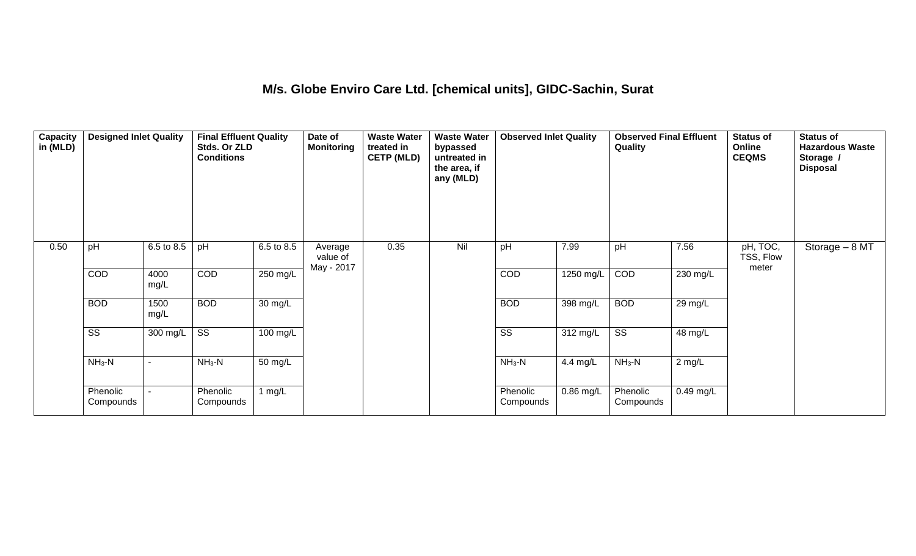# M/s. Globe Enviro Care Ltd. [chemical units], GIDC-Sachin, Surat

| Capacity in (MLD) | Designed Inlet Quality | | Final Effluent Quality Stds. Or ZLD Conditions | | Date of Monitoring | Waste Water treated in CETP (MLD) | Waste Water bypassed untreated in the area, if any (MLD) | Observed Inlet Quality | | Observed Final Effluent Quality | | Status of Online CEQMS | Status of Hazardous Waste Storage / Disposal |
|---|---|---|---|---|---|---|---|---|---|---|---|---|---|
| 0.50 | pH | 6.5 to 8.5 | pH | 6.5 to 8.5 | Average value of May - 2017 | 0.35 | Nil | pH | 7.99 | pH | 7.56 | pH, TOC, TSS, Flow meter | Storage – 8 MT |
| | COD | 4000 mg/L | COD | 250 mg/L | | | | COD | 1250 mg/L | COD | 230 mg/L | | |
| | BOD | 1500 mg/L | BOD | 30 mg/L | | | | BOD | 398 mg/L | BOD | 29 mg/L | | |
| | SS | 300 mg/L | SS | 100 mg/L | | | | SS | 312 mg/L | SS | 48 mg/L | | |
| | $NH_3$-N | - | $NH_3$-N | 50 mg/L | | | | $NH_3$-N | 4.4 mg/L | $NH_3$-N | 2 mg/L | | |
| | Phenolic Compounds | - | Phenolic Compounds | 1 mg/L | | | | Phenolic Compounds | 0.86 mg/L | Phenolic Compounds | 0.49 mg/L | | |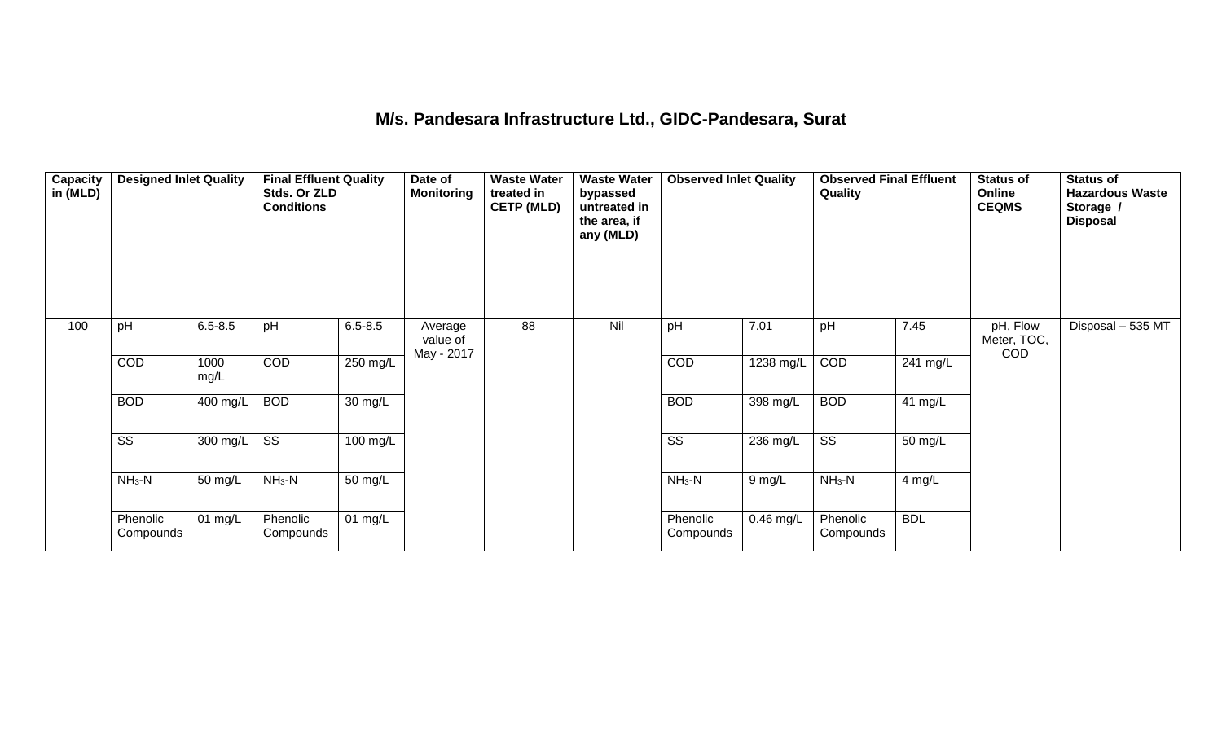## M/s. Pandesara Infrastructure Ltd., GIDC-Pandesara, Surat

| Capacity in (MLD) | Designed Inlet Quality | | Final Effluent Quality Stds. Or ZLD Conditions | | Date of Monitoring | Waste Water treated in CETP (MLD) | Waste Water bypassed untreated in the area, if any (MLD) | Observed Inlet Quality | | Observed Final Effluent Quality | | Status of Online CEQMS | Status of Hazardous Waste Storage / Disposal |
|---|---|---|---|---|---|---|---|---|---|---|---|---|---|
| 100 | pH | 6.5-8.5 | pH | 6.5-8.5 | Average value of May - 2017 | 88 | Nil | pH | 7.01 | pH | 7.45 | pH, Flow Meter, TOC, COD | Disposal – 535 MT |
| | COD | 1000 mg/L | COD | 250 mg/L | | | | COD | 1238 mg/L | COD | 241 mg/L | | |
| | BOD | 400 mg/L | BOD | 30 mg/L | | | | BOD | 398 mg/L | BOD | 41 mg/L | | |
| | SS | 300 mg/L | SS | 100 mg/L | | | | SS | 236 mg/L | SS | 50 mg/L | | |
| | $NH_3$-N | 50 mg/L | $NH_3$-N | 50 mg/L | | | | $NH_3$-N | 9 mg/L | $NH_3$-N | 4 mg/L | | |
| | Phenolic Compounds | 01 mg/L | Phenolic Compounds | 01 mg/L | | | | Phenolic Compounds | 0.46 mg/L | Phenolic Compounds | BDL | | |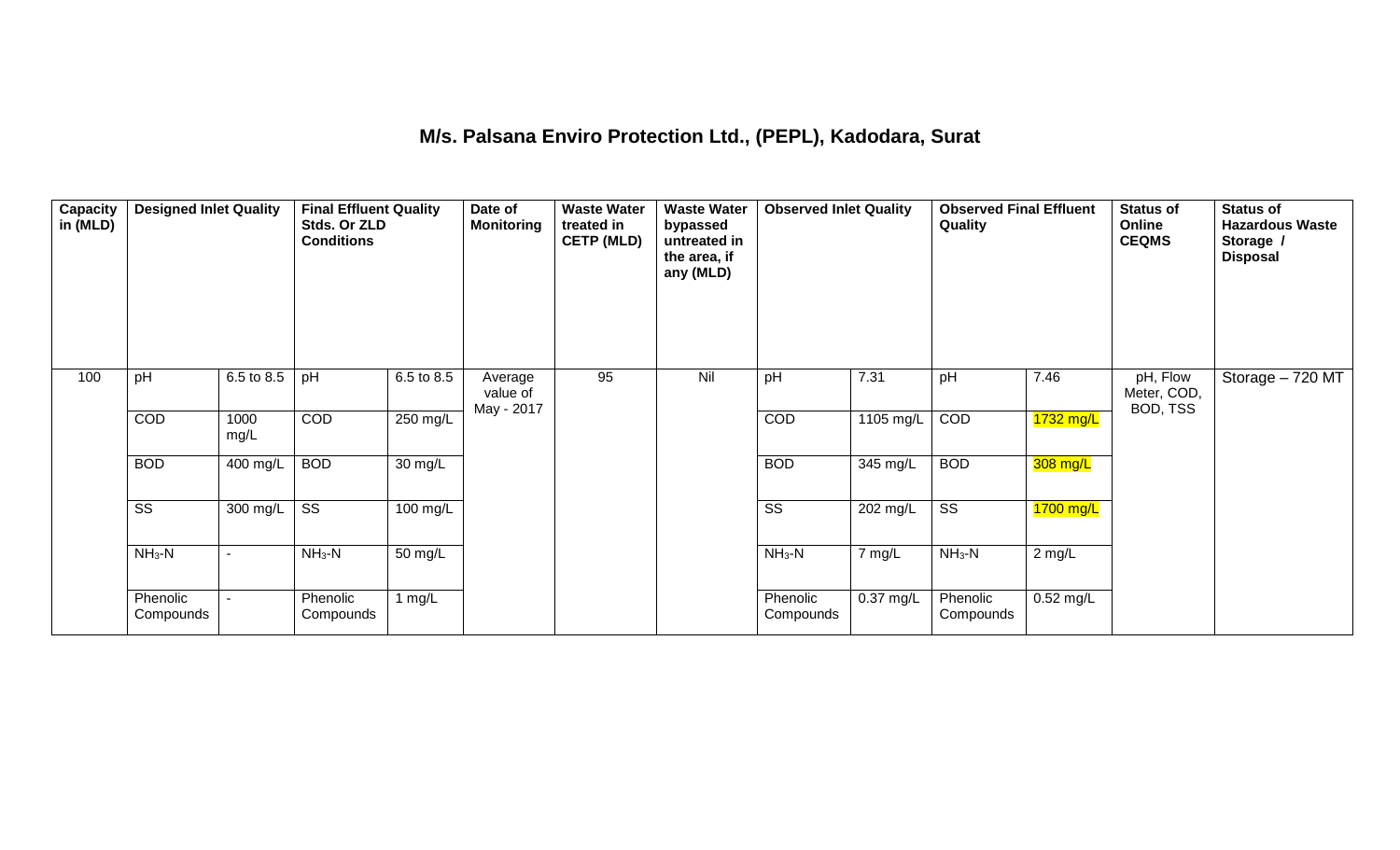## M/s. Palsana Enviro Protection Ltd., (PEPL), Kadodara, Surat

| Capacity in (MLD) | Designed Inlet Quality | | Final Effluent Quality Stds. Or ZLD Conditions | | Date of Monitoring | Waste Water treated in CETP (MLD) | Waste Water bypassed untreated in the area, if any (MLD) | Observed Inlet Quality | | Observed Final Effluent Quality | | Status of Online CEQMS | Status of Hazardous Waste Storage / Disposal |
|---|---|---|---|---|---|---|---|---|---|---|---|---|---|
| 100 | pH | 6.5 to 8.5 | pH | 6.5 to 8.5 | Average value of May - 2017 | 95 | Nil | pH | 7.31 | pH | 7.46 | pH, Flow Meter, COD, BOD, TSS | Storage – 720 MT |
| | COD | 1000 mg/L | COD | 250 mg/L | | | | COD | 1105 mg/L | COD | 1732 mg/L | | |
| | BOD | 400 mg/L | BOD | 30 mg/L | | | | BOD | 345 mg/L | BOD | 308 mg/L | | |
| | SS | 300 mg/L | SS | 100 mg/L | | | | SS | 202 mg/L | SS | 1700 mg/L | | |
| | $NH_3$-N | - | $NH_3$-N | 50 mg/L | | | | $NH_3$-N | 7 mg/L | $NH_3$-N | 2 mg/L | | |
| | Phenolic Compounds | - | Phenolic Compounds | 1 mg/L | | | | Phenolic Compounds | 0.37 mg/L | Phenolic Compounds | 0.52 mg/L | | |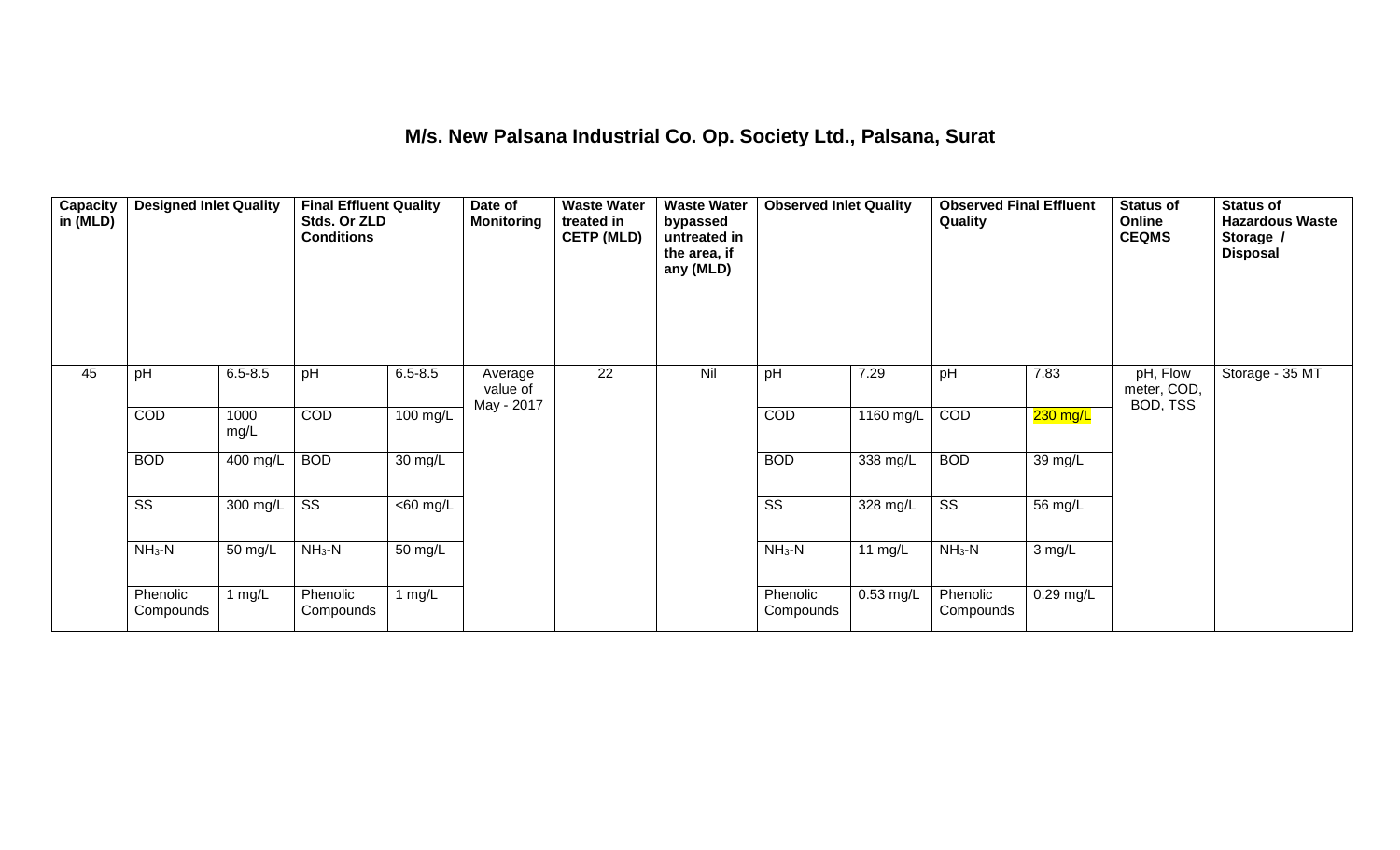## M/s. New Palsana Industrial Co. Op. Society Ltd., Palsana, Surat

| Capacity in (MLD) | Designed Inlet Quality | | Final Effluent Quality Stds. Or ZLD Conditions | | Date of Monitoring | Waste Water treated in CETP (MLD) | Waste Water bypassed untreated in the area, if any (MLD) | Observed Inlet Quality | | Observed Final Effluent Quality | | Status of Online CEQMS | Status of Hazardous Waste Storage / Disposal |
|---|---|---|---|---|---|---|---|---|---|---|---|---|---|
| 45 | pH | 6.5-8.5 | pH | 6.5-8.5 | Average value of May - 2017 | 22 | Nil | pH | 7.29 | pH | 7.83 | pH, Flow meter, COD, BOD, TSS | Storage - 35 MT |
| | COD | 1000 mg/L | COD | 100 mg/L | | | | COD | 1160 mg/L | COD | 230 mg/L | | |
| | BOD | 400 mg/L | BOD | 30 mg/L | | | | BOD | 338 mg/L | BOD | 39 mg/L | | |
| | SS | 300 mg/L | SS | <60 mg/L | | | | SS | 328 mg/L | SS | 56 mg/L | | |
| | $NH_3$-N | 50 mg/L | $NH_3$-N | 50 mg/L | | | | $NH_3$-N | 11 mg/L | $NH_3$-N | 3 mg/L | | |
| | Phenolic Compounds | 1 mg/L | Phenolic Compounds | 1 mg/L | | | | Phenolic Compounds | 0.53 mg/L | Phenolic Compounds | 0.29 mg/L | | |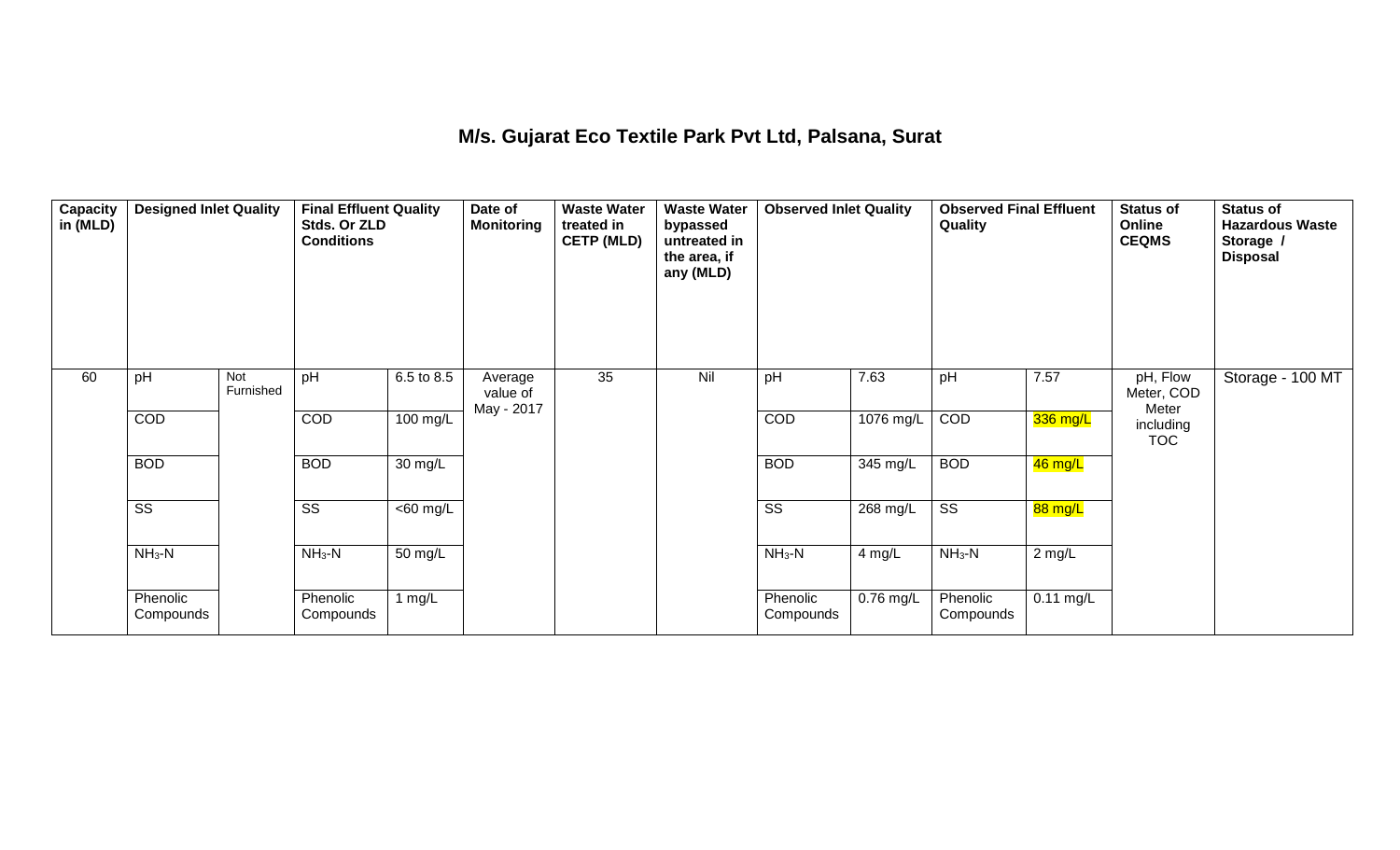## M/s. Gujarat Eco Textile Park Pvt Ltd, Palsana, Surat

| Capacity in (MLD) | Designed Inlet Quality | | Final Effluent Quality Stds. Or ZLD Conditions | | Date of Monitoring | Waste Water treated in CETP (MLD) | Waste Water bypassed untreated in the area, if any (MLD) | Observed Inlet Quality | | Observed Final Effluent Quality | | Status of Online CEQMS | Status of Hazardous Waste Storage / Disposal |
|---|---|---|---|---|---|---|---|---|---|---|---|---|---|
| 60 | pH | Not Furnished | pH | 6.5 to 8.5 | Average value of May - 2017 | 35 | Nil | pH | 7.63 | pH | 7.57 | pH, Flow Meter, COD Meter including TOC | Storage - 100 MT |
| | COD | | COD | 100 mg/L | | | | COD | 1076 mg/L | COD | 336 mg/L | | |
| | BOD | | BOD | 30 mg/L | | | | BOD | 345 mg/L | BOD | 46 mg/L | | |
| | SS | | SS | <60 mg/L | | | | SS | 268 mg/L | SS | 88 mg/L | | |
| | $NH_3$-N | | $NH_3$-N | 50 mg/L | | | | $NH_3$-N | 4 mg/L | $NH_3$-N | 2 mg/L | | |
| | Phenolic Compounds | | Phenolic Compounds | 1 mg/L | | | | Phenolic Compounds | 0.76 mg/L | Phenolic Compounds | 0.11 mg/L | | |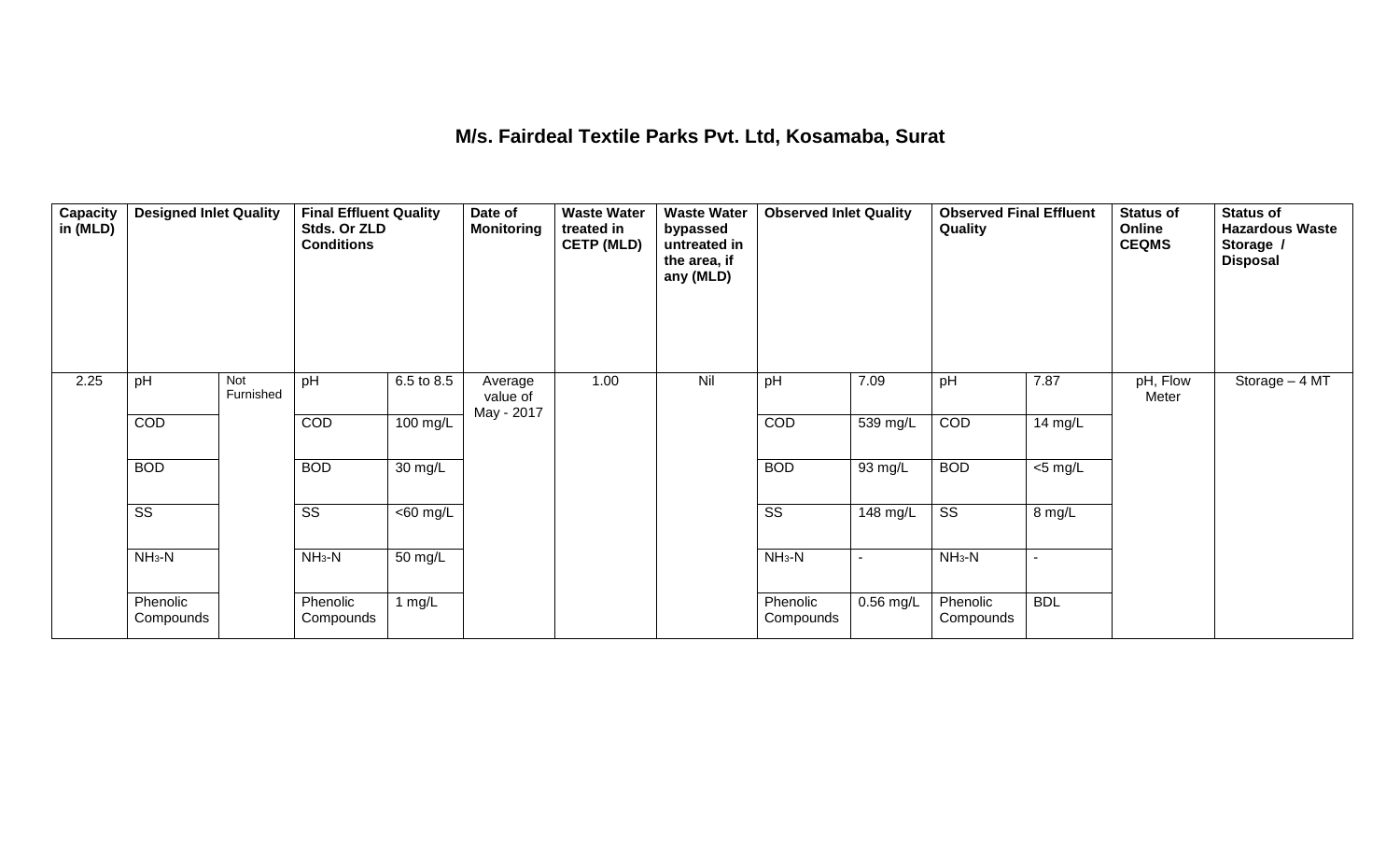# M/s. Fairdeal Textile Parks Pvt. Ltd, Kosamaba, Surat

| Capacity in (MLD) | Designed Inlet Quality | | Final Effluent Quality Stds. Or ZLD Conditions | | Date of Monitoring | Waste Water treated in CETP (MLD) | Waste Water bypassed untreated in the area, if any (MLD) | Observed Inlet Quality | | Observed Final Effluent Quality | | Status of Online CEQMS | Status of Hazardous Waste Storage / Disposal |
|---|---|---|---|---|---|---|---|---|---|---|---|---|---|
| 2.25 | pH | Not Furnished | pH | 6.5 to 8.5 | Average value of May - 2017 | 1.00 | Nil | pH | 7.09 | pH | 7.87 | pH, Flow Meter | Storage – 4 MT |
| | COD | | COD | 100 mg/L | | | | COD | 539 mg/L | COD | 14 mg/L | | |
| | BOD | | BOD | 30 mg/L | | | | BOD | 93 mg/L | BOD | <5 mg/L | | |
| | SS | | SS | <60 mg/L | | | | SS | 148 mg/L | SS | 8 mg/L | | |
| | $NH_3$-N | | $NH_3$-N | 50 mg/L | | | | $NH_3$-N | - | $NH_3$-N | - | | |
| | Phenolic Compounds | | Phenolic Compounds | 1 mg/L | | | | Phenolic Compounds | 0.56 mg/L | Phenolic Compounds | BDL | | |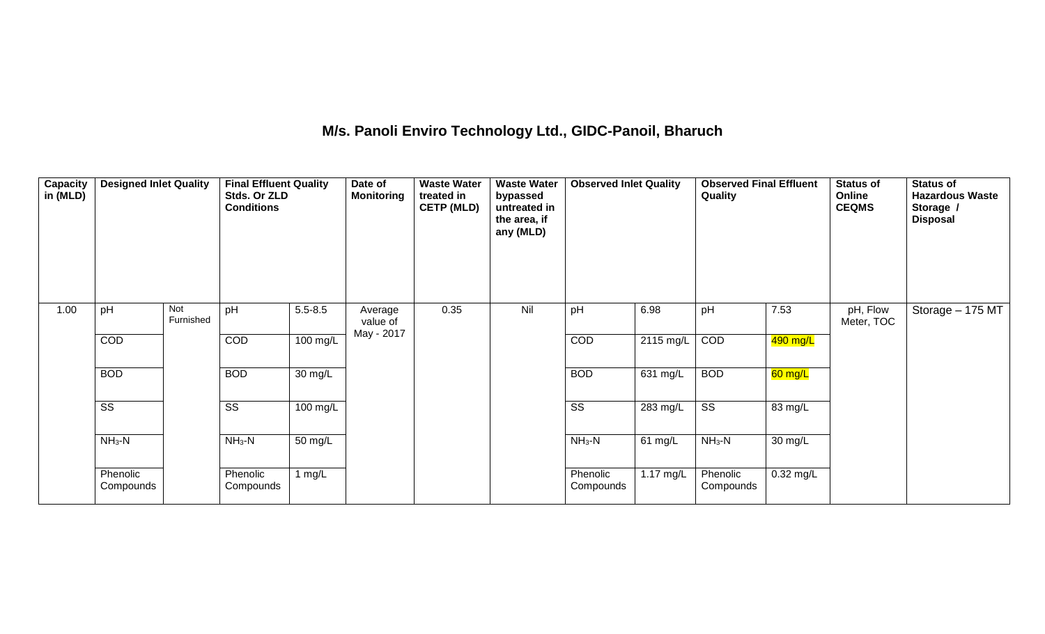## M/s. Panoli Enviro Technology Ltd., GIDC-Panoil, Bharuch

| Capacity in (MLD) | Designed Inlet Quality | | Final Effluent Quality Stds. Or ZLD Conditions | | Date of Monitoring | Waste Water treated in CETP (MLD) | Waste Water bypassed untreated in the area, if any (MLD) | Observed Inlet Quality | | Observed Final Effluent Quality | | Status of Online CEQMS | Status of Hazardous Waste Storage / Disposal |
|---|---|---|---|---|---|---|---|---|---|---|---|---|---|
| 1.00 | pH | Not Furnished | pH | 5.5-8.5 | Average value of May - 2017 | 0.35 | Nil | pH | 6.98 | pH | 7.53 | pH, Flow Meter, TOC | Storage – 175 MT |
| | COD | | COD | 100 mg/L | | | | COD | 2115 mg/L | COD | 490 mg/L | | |
| | BOD | | BOD | 30 mg/L | | | | BOD | 631 mg/L | BOD | 60 mg/L | | |
| | SS | | SS | 100 mg/L | | | | SS | 283 mg/L | SS | 83 mg/L | | |
| | $NH_3$-N | | $NH_3$-N | 50 mg/L | | | | $NH_3$-N | 61 mg/L | $NH_3$-N | 30 mg/L | | |
| | Phenolic Compounds | | Phenolic Compounds | 1 mg/L | | | | Phenolic Compounds | 1.17 mg/L | Phenolic Compounds | 0.32 mg/L | | |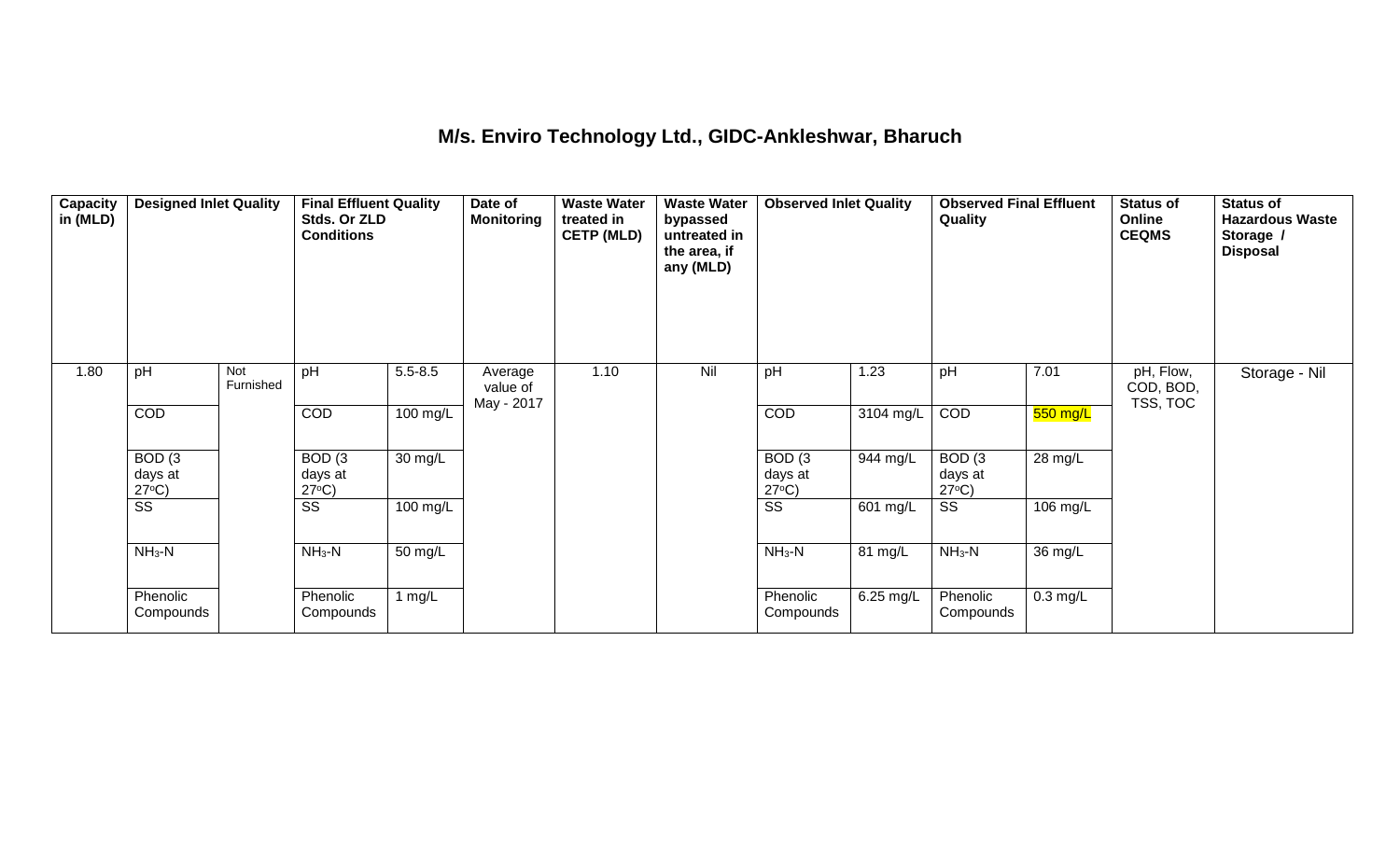# M/s. Enviro Technology Ltd., GIDC-Ankleshwar, Bharuch

| Capacity in (MLD) | Designed Inlet Quality | | Final Effluent Quality Stds. Or ZLD Conditions | | Date of Monitoring | Waste Water treated in CETP (MLD) | Waste Water bypassed untreated in the area, if any (MLD) | Observed Inlet Quality | | Observed Final Effluent Quality | | Status of Online CEQMS | Status of Hazardous Waste Storage / Disposal |
|---|---|---|---|---|---|---|---|---|---|---|---|---|---|
| 1.80 | pH | Not Furnished | pH | 5.5-8.5 | Average value of May - 2017 | 1.10 | Nil | pH | 1.23 | pH | 7.01 | pH, Flow, COD, BOD, TSS, TOC | Storage - Nil |
| | COD | | COD | 100 mg/L | | | | COD | 3104 mg/L | COD | 550 mg/L | | |
| | BOD (3 days at 27°C) | | BOD (3 days at 27°C) | 30 mg/L | | | | BOD (3 days at 27°C) | 944 mg/L | BOD (3 days at 27°C) | 28 mg/L | | |
| | SS | | SS | 100 mg/L | | | | SS | 601 mg/L | SS | 106 mg/L | | |
| | $NH_3$-N | | $NH_3$-N | 50 mg/L | | | | $NH_3$-N | 81 mg/L | $NH_3$-N | 36 mg/L | | |
| | Phenolic Compounds | | Phenolic Compounds | 1 mg/L | | | | Phenolic Compounds | 6.25 mg/L | Phenolic Compounds | 0.3 mg/L | | |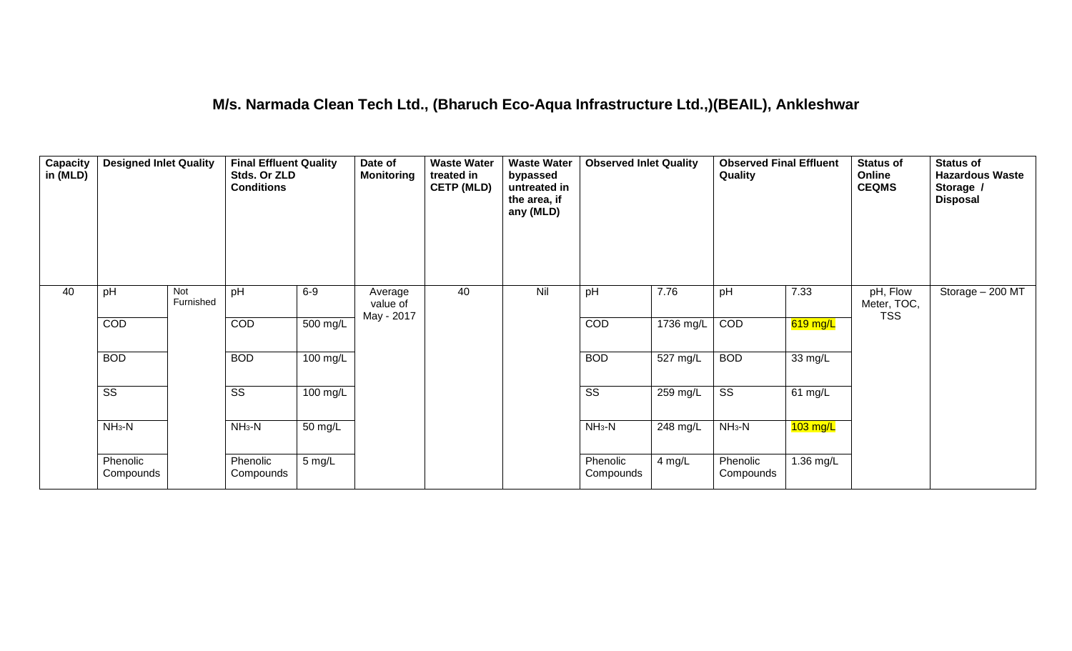# M/s. Narmada Clean Tech Ltd., (Bharuch Eco-Aqua Infrastructure Ltd.,)(BEAIL), Ankleshwar

| Capacity in (MLD) | Designed Inlet Quality | | Final Effluent Quality Stds. Or ZLD Conditions | | Date of Monitoring | Waste Water treated in CETP (MLD) | Waste Water bypassed untreated in the area, if any (MLD) | Observed Inlet Quality | | Observed Final Effluent Quality | | Status of Online CEQMS | Status of Hazardous Waste Storage / Disposal |
|---|---|---|---|---|---|---|---|---|---|---|---|---|---|
| 40 | pH | Not Furnished | pH | 6-9 | Average value of May - 2017 | 40 | Nil | pH | 7.76 | pH | 7.33 | pH, Flow Meter, TOC, TSS | Storage – 200 MT |
| | COD | | COD | 500 mg/L | | | | COD | 1736 mg/L | COD | 619 mg/L | | |
| | BOD | | BOD | 100 mg/L | | | | BOD | 527 mg/L | BOD | 33 mg/L | | |
| | SS | | SS | 100 mg/L | | | | SS | 259 mg/L | SS | 61 mg/L | | |
| | $NH_3$-N | | $NH_3$-N | 50 mg/L | | | | $NH_3$-N | 248 mg/L | $NH_3$-N | 103 mg/L | | |
| | Phenolic Compounds | | Phenolic Compounds | 5 mg/L | | | | Phenolic Compounds | 4 mg/L | Phenolic Compounds | 1.36 mg/L | | |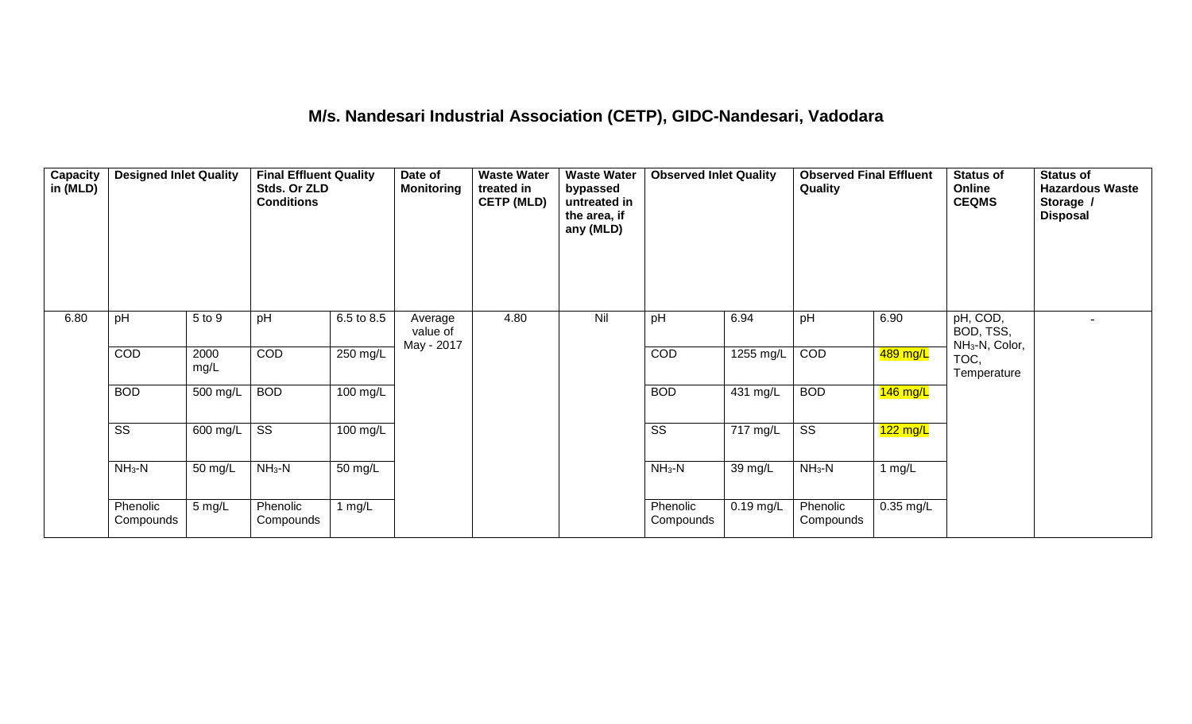## M/s. Nandesari Industrial Association (CETP), GIDC-Nandesari, Vadodara

| Capacity in (MLD) | Designed Inlet Quality | | Final Effluent Quality Stds. Or ZLD Conditions | | Date of Monitoring | Waste Water treated in CETP (MLD) | Waste Water bypassed untreated in the area, if any (MLD) | Observed Inlet Quality | | Observed Final Effluent Quality | | Status of Online CEQMS | Status of Hazardous Waste Storage / Disposal |
|---|---|---|---|---|---|---|---|---|---|---|---|---|---|
| 6.80 | pH | 5 to 9 | pH | 6.5 to 8.5 | Average value of May - 2017 | 4.80 | Nil | pH | 6.94 | pH | 6.90 | pH, COD, BOD, TSS, $NH_3$-N, Color, TOC, Temperature | - |
| | COD | 2000 mg/L | COD | 250 mg/L | | | | COD | 1255 mg/L | COD | 489 mg/L | | |
| | BOD | 500 mg/L | BOD | 100 mg/L | | | | BOD | 431 mg/L | BOD | 146 mg/L | | |
| | SS | 600 mg/L | SS | 100 mg/L | | | | SS | 717 mg/L | SS | 122 mg/L | | |
| | $NH_3$-N | 50 mg/L | $NH_3$-N | 50 mg/L | | | | $NH_3$-N | 39 mg/L | $NH_3$-N | 1 mg/L | | |
| | Phenolic Compounds | 5 mg/L | Phenolic Compounds | 1 mg/L | | | | Phenolic Compounds | 0.19 mg/L | Phenolic Compounds | 0.35 mg/L | | |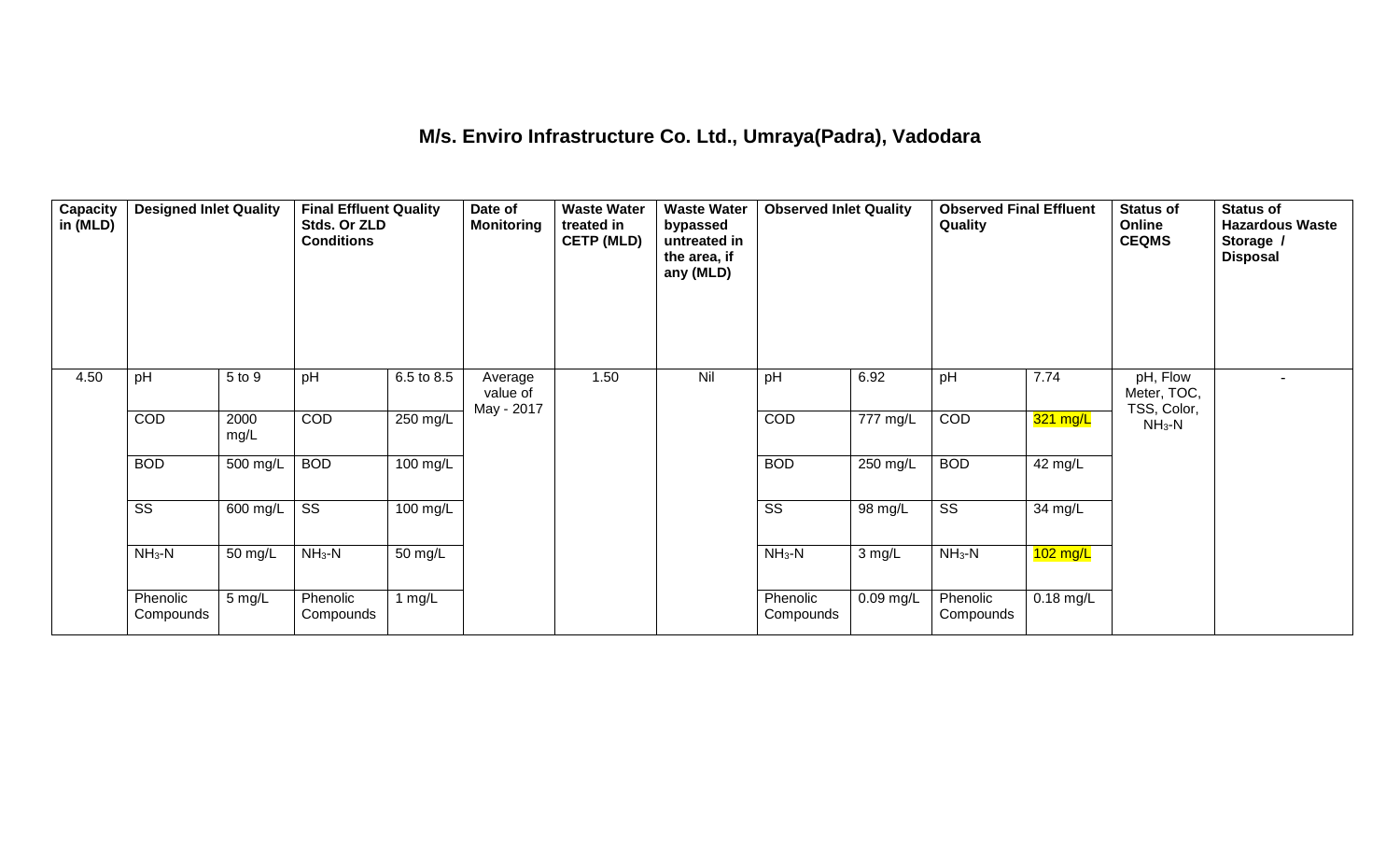## M/s. Enviro Infrastructure Co. Ltd., Umraya(Padra), Vadodara

| Capacity in (MLD) | Designed Inlet Quality | | Final Effluent Quality Stds. Or ZLD Conditions | | Date of Monitoring | Waste Water treated in CETP (MLD) | Waste Water bypassed untreated in the area, if any (MLD) | Observed Inlet Quality | | Observed Final Effluent Quality | | Status of Online CEQMS | Status of Hazardous Waste Storage / Disposal |
|---|---|---|---|---|---|---|---|---|---|---|---|---|---|
| 4.50 | pH | 5 to 9 | pH | 6.5 to 8.5 | Average value of May - 2017 | 1.50 | Nil | pH | 6.92 | pH | 7.74 | pH, Flow Meter, TOC, TSS, Color, $NH_3$-N | - |
| | COD | 2000 mg/L | COD | 250 mg/L | | | | COD | 777 mg/L | COD | 321 mg/L | | |
| | BOD | 500 mg/L | BOD | 100 mg/L | | | | BOD | 250 mg/L | BOD | 42 mg/L | | |
| | SS | 600 mg/L | SS | 100 mg/L | | | | SS | 98 mg/L | SS | 34 mg/L | | |
| | $NH_3$-N | 50 mg/L | $NH_3$-N | 50 mg/L | | | | $NH_3$-N | 3 mg/L | $NH_3$-N | 102 mg/L | | |
| | Phenolic Compounds | 5 mg/L | Phenolic Compounds | 1 mg/L | | | | Phenolic Compounds | 0.09 mg/L | Phenolic Compounds | 0.18 mg/L | | |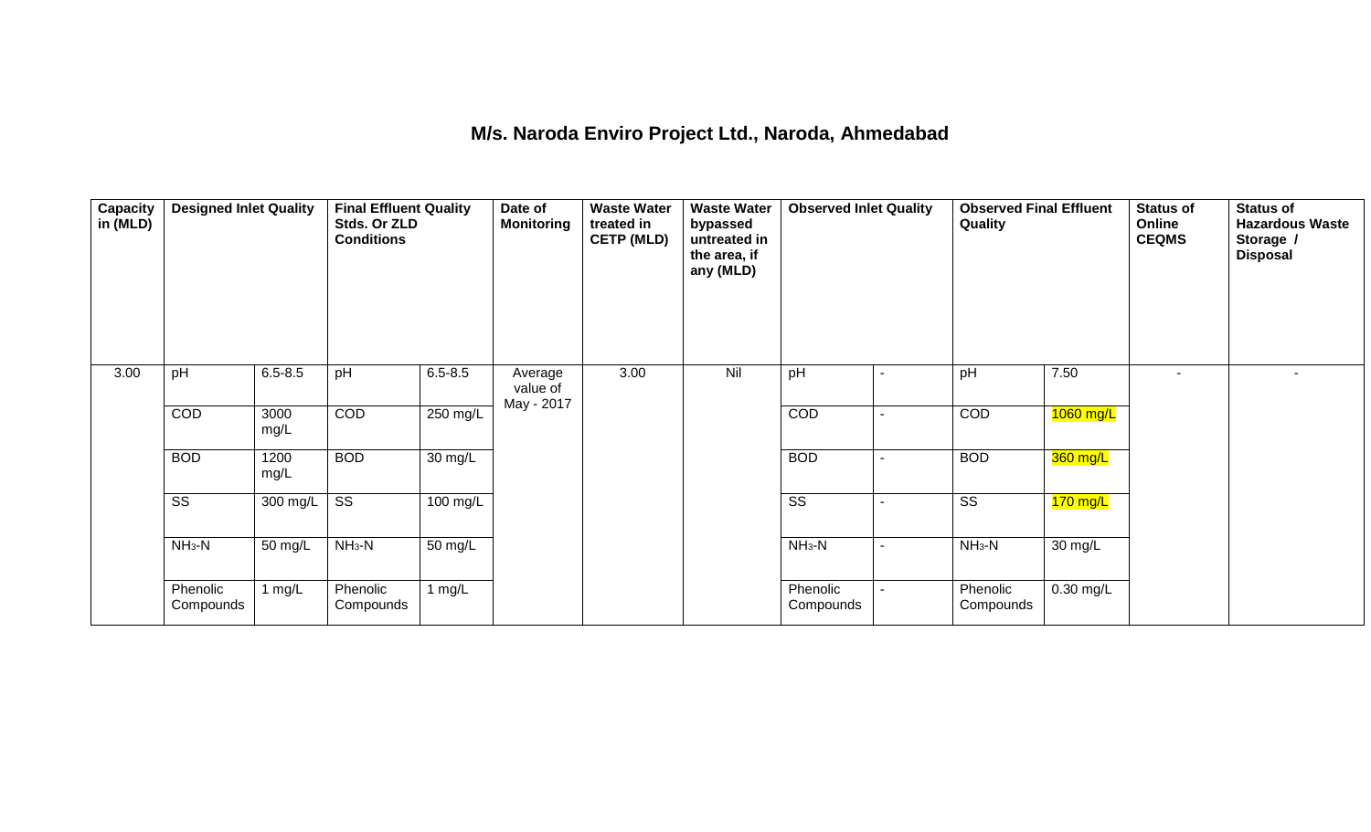# M/s. Naroda Enviro Project Ltd., Naroda, Ahmedabad

| Capacity in (MLD) | Designed Inlet Quality | | Final Effluent Quality Stds. Or ZLD Conditions | | Date of Monitoring | Waste Water treated in CETP (MLD) | Waste Water bypassed untreated in the area, if any (MLD) | Observed Inlet Quality | | Observed Final Effluent Quality | | Status of Online CEQMS | Status of Hazardous Waste Storage / Disposal |
|---|---|---|---|---|---|---|---|---|---|---|---|---|---|
| 3.00 | pH | 6.5-8.5 | pH | 6.5-8.5 | Average value of May - 2017 | 3.00 | Nil | pH | - | pH | 7.50 | - | - |
| | COD | 3000 mg/L | COD | 250 mg/L | | | | COD | - | COD | 1060 mg/L | | |
| | BOD | 1200 mg/L | BOD | 30 mg/L | | | | BOD | - | BOD | 360 mg/L | | |
| | SS | 300 mg/L | SS | 100 mg/L | | | | SS | - | SS | 170 mg/L | | |
| | $NH_3$-N | 50 mg/L | $NH_3$-N | 50 mg/L | | | | $NH_3$-N | - | $NH_3$-N | 30 mg/L | | |
| | Phenolic Compounds | 1 mg/L | Phenolic Compounds | 1 mg/L | | | | Phenolic Compounds | - | Phenolic Compounds | 0.30 mg/L | | |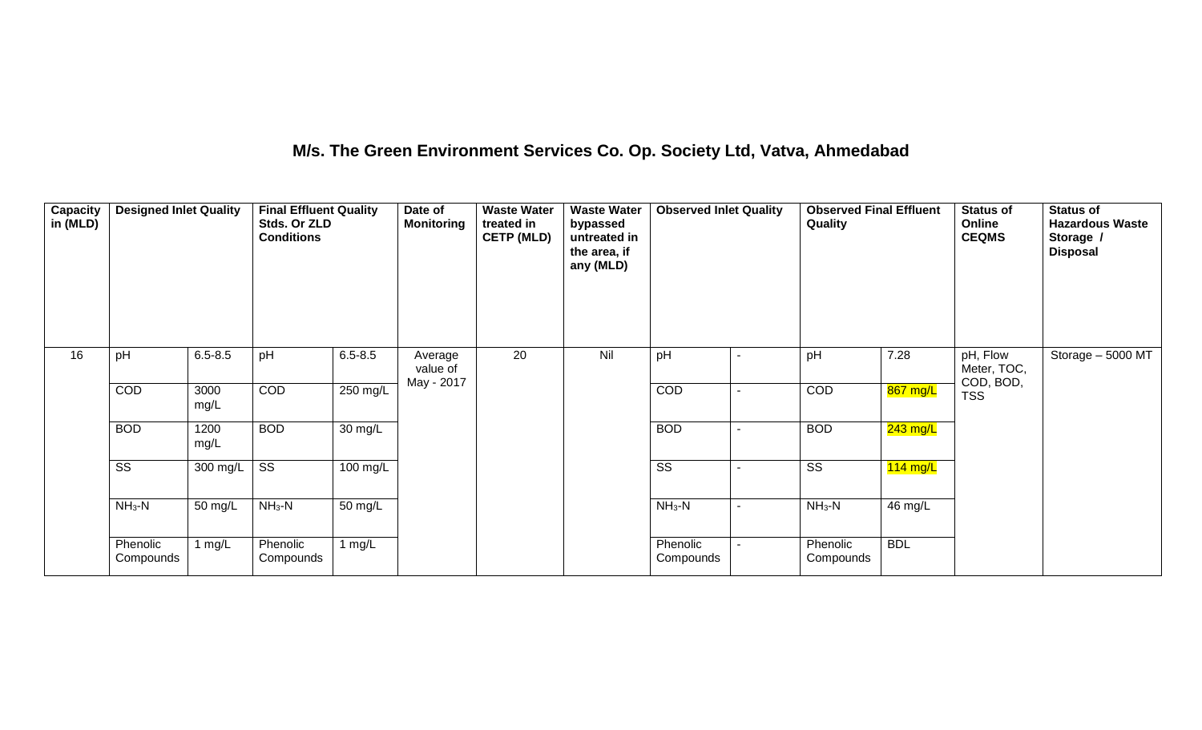# M/s. The Green Environment Services Co. Op. Society Ltd, Vatva, Ahmedabad

| Capacity in (MLD) | Designed Inlet Quality | | Final Effluent Quality Stds. Or ZLD Conditions | | Date of Monitoring | Waste Water treated in CETP (MLD) | Waste Water bypassed untreated in the area, if any (MLD) | Observed Inlet Quality | | Observed Final Effluent Quality | | Status of Online CEQMS | Status of Hazardous Waste Storage / Disposal |
|---|---|---|---|---|---|---|---|---|---|---|---|---|---|
| 16 | pH | 6.5-8.5 | pH | 6.5-8.5 | Average value of May - 2017 | 20 | Nil | pH | - | pH | 7.28 | pH, Flow Meter, TOC, COD, BOD, TSS | Storage – 5000 MT |
| | COD | 3000 mg/L | COD | 250 mg/L | | | | COD | - | COD | 867 mg/L | | |
| | BOD | 1200 mg/L | BOD | 30 mg/L | | | | BOD | - | BOD | 243 mg/L | | |
| | SS | 300 mg/L | SS | 100 mg/L | | | | SS | - | SS | 114 mg/L | | |
| | $NH_3$-N | 50 mg/L | $NH_3$-N | 50 mg/L | | | | $NH_3$-N | - | $NH_3$-N | 46 mg/L | | |
| | Phenolic Compounds | 1 mg/L | Phenolic Compounds | 1 mg/L | | | | Phenolic Compounds | - | Phenolic Compounds | BDL | | |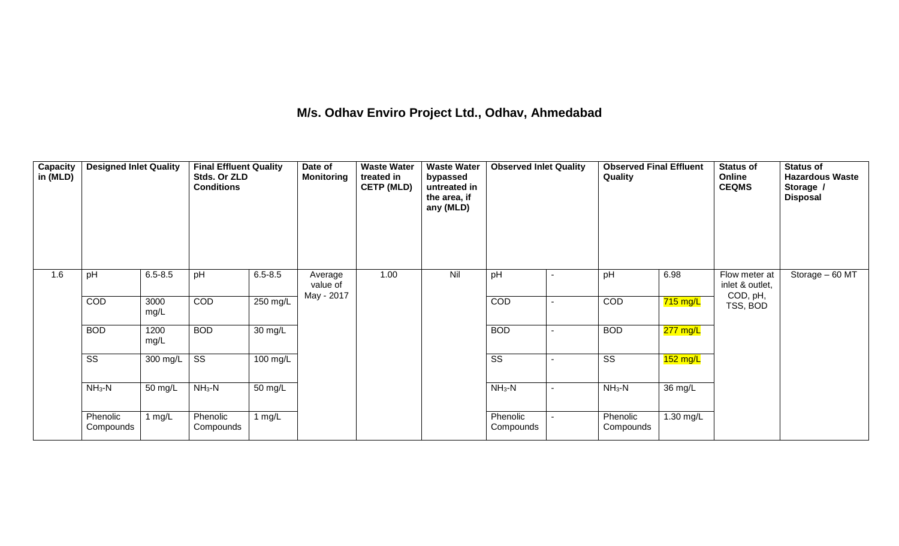# M/s. Odhav Enviro Project Ltd., Odhav, Ahmedabad

| Capacity in (MLD) | Designed Inlet Quality | | Final Effluent Quality Stds. Or ZLD Conditions | | Date of Monitoring | Waste Water treated in CETP (MLD) | Waste Water bypassed untreated in the area, if any (MLD) | Observed Inlet Quality | | Observed Final Effluent Quality | | Status of Online CEQMS | Status of Hazardous Waste Storage / Disposal |
|---|---|---|---|---|---|---|---|---|---|---|---|---|---|
| 1.6 | pH | 6.5-8.5 | pH | 6.5-8.5 | Average value of May - 2017 | 1.00 | Nil | pH | - | pH | 6.98 | Flow meter at inlet & outlet, COD, pH, TSS, BOD | Storage – 60 MT |
| | COD | 3000 mg/L | COD | 250 mg/L | | | | COD | - | COD | 715 mg/L | | |
| | BOD | 1200 mg/L | BOD | 30 mg/L | | | | BOD | - | BOD | 277 mg/L | | |
| | SS | 300 mg/L | SS | 100 mg/L | | | | SS | - | SS | 152 mg/L | | |
| | $NH_3$-N | 50 mg/L | $NH_3$-N | 50 mg/L | | | | $NH_3$-N | - | $NH_3$-N | 36 mg/L | | |
| | Phenolic Compounds | 1 mg/L | Phenolic Compounds | 1 mg/L | | | | Phenolic Compounds | - | Phenolic Compounds | 1.30 mg/L | | |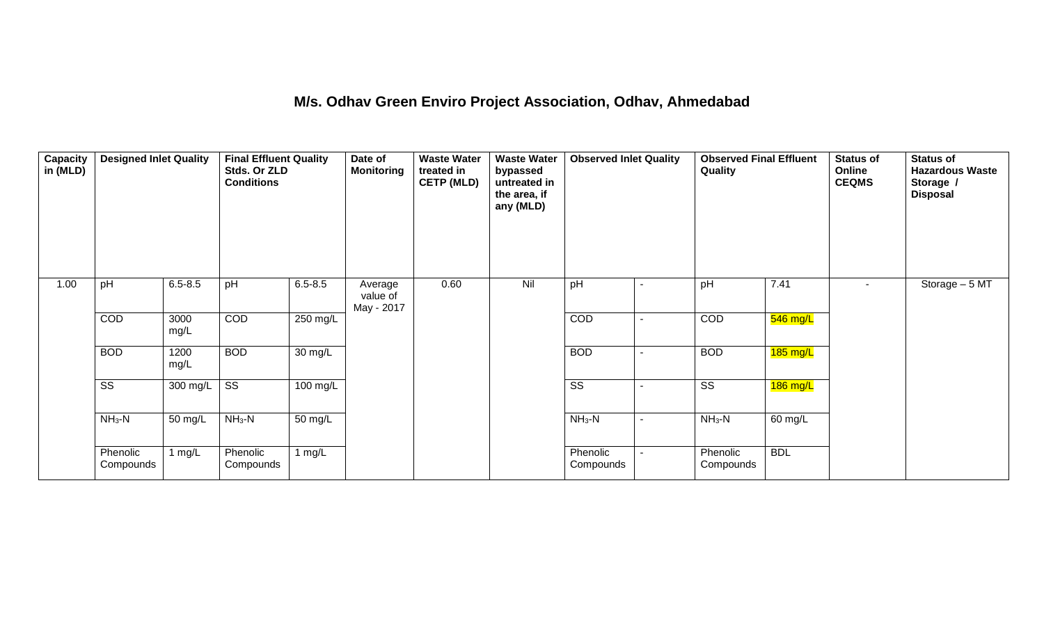# M/s. Odhav Green Enviro Project Association, Odhav, Ahmedabad

| Capacity in (MLD) | Designed Inlet Quality | | Final Effluent Quality Stds. Or ZLD Conditions | | Date of Monitoring | Waste Water treated in CETP (MLD) | Waste Water bypassed untreated in the area, if any (MLD) | Observed Inlet Quality | | Observed Final Effluent Quality | | Status of Online CEQMS | Status of Hazardous Waste Storage / Disposal |
|---|---|---|---|---|---|---|---|---|---|---|---|---|---|
| 1.00 | pH | 6.5-8.5 | pH | 6.5-8.5 | Average value of May - 2017 | 0.60 | Nil | pH | - | pH | 7.41 | - | Storage – 5 MT |
| | COD | 3000 mg/L | COD | 250 mg/L | | | | COD | - | COD | 546 mg/L | | |
| | BOD | 1200 mg/L | BOD | 30 mg/L | | | | BOD | - | BOD | 185 mg/L | | |
| | SS | 300 mg/L | SS | 100 mg/L | | | | SS | - | SS | 186 mg/L | | |
| | $NH_3$-N | 50 mg/L | $NH_3$-N | 50 mg/L | | | | $NH_3$-N | - | $NH_3$-N | 60 mg/L | | |
| | Phenolic Compounds | 1 mg/L | Phenolic Compounds | 1 mg/L | | | | Phenolic Compounds | - | Phenolic Compounds | BDL | | |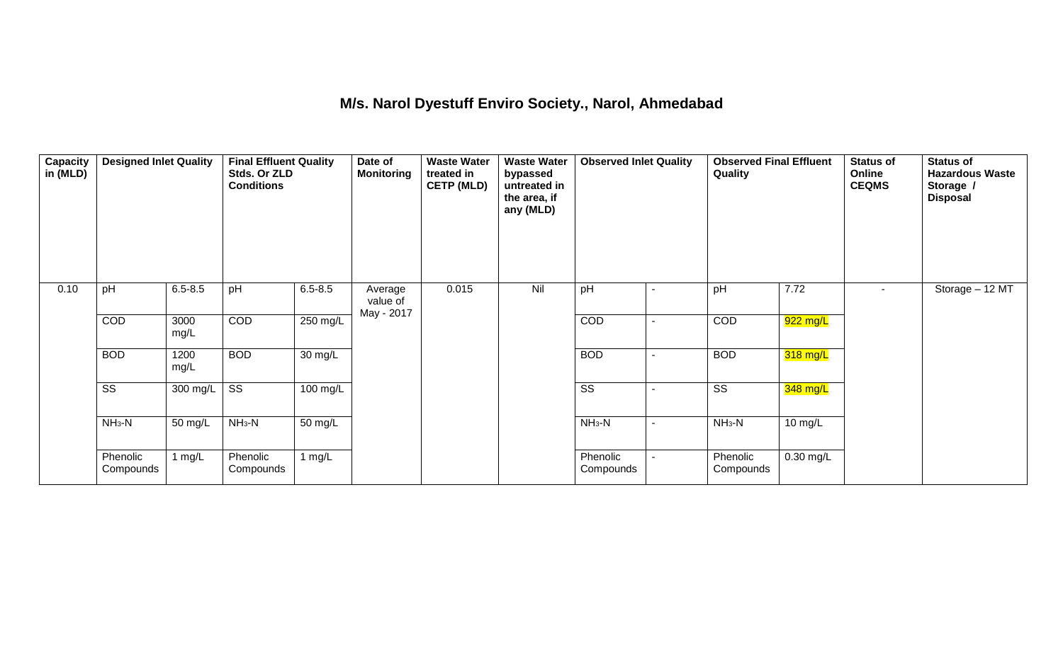# M/s. Narol Dyestuff Enviro Society., Narol, Ahmedabad

| Capacity in (MLD) | Designed Inlet Quality | | Final Effluent Quality Stds. Or ZLD Conditions | | Date of Monitoring | Waste Water treated in CETP (MLD) | Waste Water bypassed untreated in the area, if any (MLD) | Observed Inlet Quality | | Observed Final Effluent Quality | | Status of Online CEQMS | Status of Hazardous Waste Storage / Disposal |
|---|---|---|---|---|---|---|---|---|---|---|---|---|---|
| 0.10 | pH | 6.5-8.5 | pH | 6.5-8.5 | Average value of May - 2017 | 0.015 | Nil | pH | - | pH | 7.72 | - | Storage – 12 MT |
| | COD | 3000 mg/L | COD | 250 mg/L | | | | COD | - | COD | 922 mg/L | | |
| | BOD | 1200 mg/L | BOD | 30 mg/L | | | | BOD | - | BOD | 318 mg/L | | |
| | SS | 300 mg/L | SS | 100 mg/L | | | | SS | - | SS | 348 mg/L | | |
| | $NH_3$-N | 50 mg/L | $NH_3$-N | 50 mg/L | | | | $NH_3$-N | - | $NH_3$-N | 10 mg/L | | |
| | Phenolic Compounds | 1 mg/L | Phenolic Compounds | 1 mg/L | | | | Phenolic Compounds | - | Phenolic Compounds | 0.30 mg/L | | |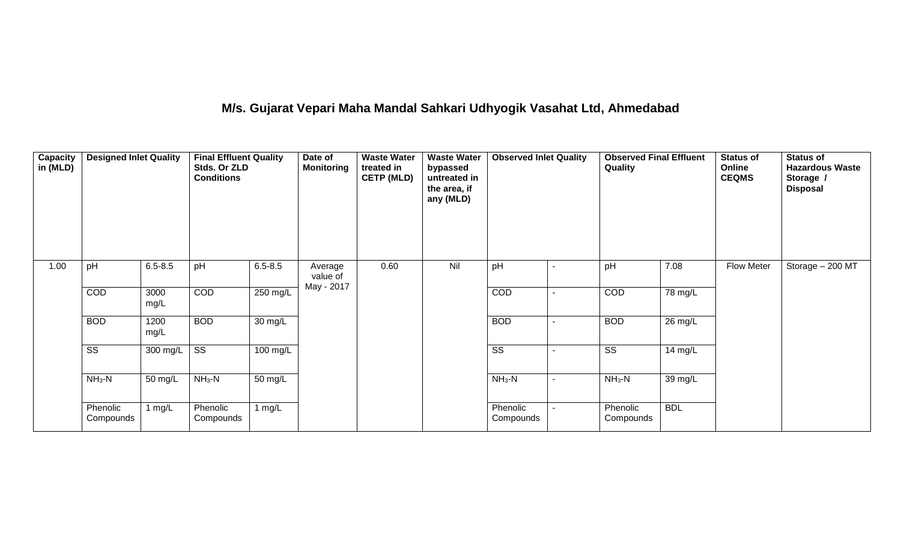# M/s. Gujarat Vepari Maha Mandal Sahkari Udhyogik Vasahat Ltd, Ahmedabad

| Capacity in (MLD) | Designed Inlet Quality | | Final Effluent Quality Stds. Or ZLD Conditions | | Date of Monitoring | Waste Water treated in CETP (MLD) | Waste Water bypassed untreated in the area, if any (MLD) | Observed Inlet Quality | | Observed Final Effluent Quality | | Status of Online CEQMS | Status of Hazardous Waste Storage / Disposal |
|---|---|---|---|---|---|---|---|---|---|---|---|---|---|
| 1.00 | pH | 6.5-8.5 | pH | 6.5-8.5 | Average value of May - 2017 | 0.60 | Nil | pH | - | pH | 7.08 | Flow Meter | Storage – 200 MT |
| | COD | 3000 mg/L | COD | 250 mg/L | | | | COD | - | COD | 78 mg/L | | |
| | BOD | 1200 mg/L | BOD | 30 mg/L | | | | BOD | - | BOD | 26 mg/L | | |
| | SS | 300 mg/L | SS | 100 mg/L | | | | SS | - | SS | 14 mg/L | | |
| | $NH_3$-N | 50 mg/L | $NH_3$-N | 50 mg/L | | | | $NH_3$-N | - | $NH_3$-N | 39 mg/L | | |
| | Phenolic Compounds | 1 mg/L | Phenolic Compounds | 1 mg/L | | | | Phenolic Compounds | - | Phenolic Compounds | BDL | | |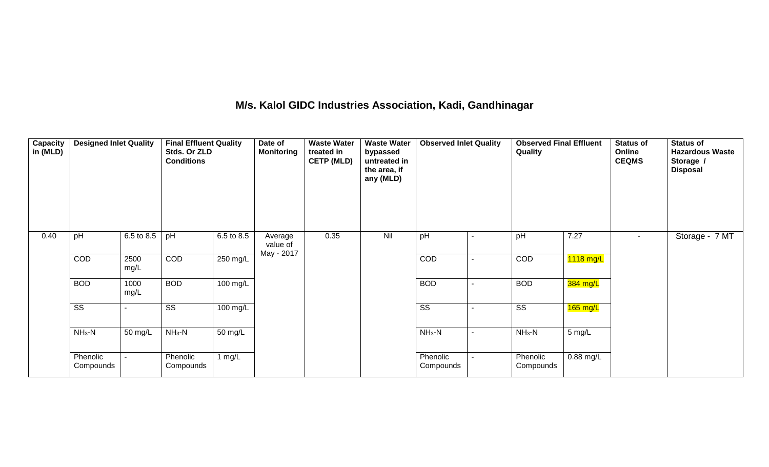## M/s. Kalol GIDC Industries Association, Kadi, Gandhinagar

| Capacity in (MLD) | Designed Inlet Quality | | Final Effluent Quality Stds. Or ZLD Conditions | | Date of Monitoring | Waste Water treated in CETP (MLD) | Waste Water bypassed untreated in the area, if any (MLD) | Observed Inlet Quality | | Observed Final Effluent Quality | | Status of Online CEQMS | Status of Hazardous Waste Storage / Disposal |
|---|---|---|---|---|---|---|---|---|---|---|---|---|---|
| 0.40 | pH | 6.5 to 8.5 | pH | 6.5 to 8.5 | Average value of May - 2017 | 0.35 | Nil | pH | - | pH | 7.27 | - | Storage - 7 MT |
| | COD | 2500 mg/L | COD | 250 mg/L | | | | COD | - | COD | 1118 mg/L | | |
| | BOD | 1000 mg/L | BOD | 100 mg/L | | | | BOD | - | BOD | 384 mg/L | | |
| | SS | - | SS | 100 mg/L | | | | SS | - | SS | 165 mg/L | | |
| | $NH_3$-N | 50 mg/L | $NH_3$-N | 50 mg/L | | | | $NH_3$-N | - | $NH_3$-N | 5 mg/L | | |
| | Phenolic Compounds | - | Phenolic Compounds | 1 mg/L | | | | Phenolic Compounds | - | Phenolic Compounds | 0.88 mg/L | | |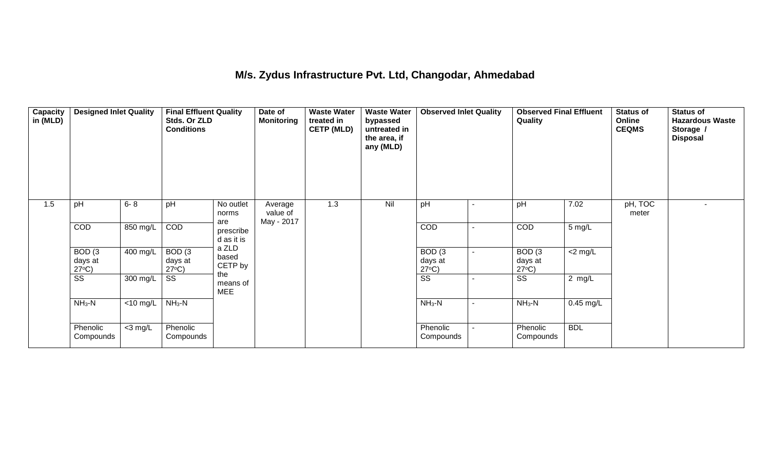## M/s. Zydus Infrastructure Pvt. Ltd, Changodar, Ahmedabad

| Capacity in (MLD) | Designed Inlet Quality | | Final Effluent Quality Stds. Or ZLD Conditions | | Date of Monitoring | Waste Water treated in CETP (MLD) | Waste Water bypassed untreated in the area, if any (MLD) | Observed Inlet Quality | | Observed Final Effluent Quality | | Status of Online CEQMS | Status of Hazardous Waste Storage / Disposal |
|---|---|---|---|---|---|---|---|---|---|---|---|---|---|
| 1.5 | pH | 6- 8 | pH | No outlet norms are prescribed as it is a ZLD based CETP by the means of MEE | Average value of May - 2017 | 1.3 | Nil | pH | - | pH | 7.02 | pH, TOC meter | - |
| | COD | 850 mg/L | COD | | | | | COD | - | COD | 5 mg/L | | |
| | BOD (3 days at 27°C) | 400 mg/L | BOD (3 days at 27°C) | | | | | BOD (3 days at 27°C) | - | BOD (3 days at 27°C) | <2 mg/L | | |
| | SS | 300 mg/L | SS | | | | | SS | - | SS | 2 mg/L | | |
| | $NH_3$-N | <10 mg/L | $NH_3$-N | | | | | $NH_3$-N | - | $NH_3$-N | 0.45 mg/L | | |
| | Phenolic Compounds | <3 mg/L | Phenolic Compounds | | | | | Phenolic Compounds | - | Phenolic Compounds | BDL | | |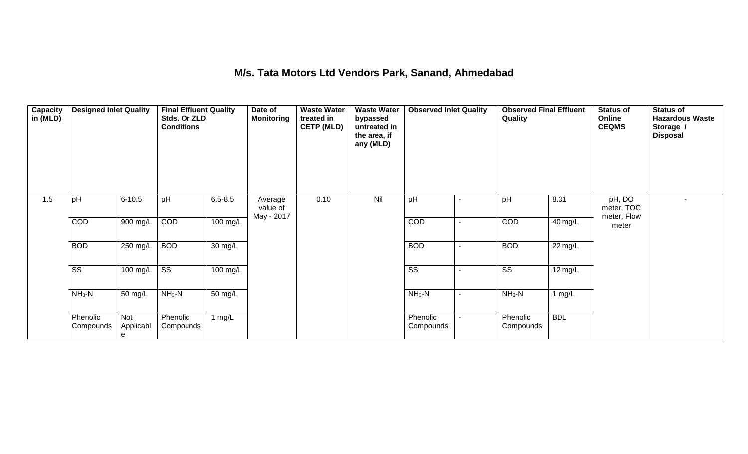## M/s. Tata Motors Ltd Vendors Park, Sanand, Ahmedabad

| Capacity in (MLD) | Designed Inlet Quality | | Final Effluent Quality Stds. Or ZLD Conditions | | Date of Monitoring | Waste Water treated in CETP (MLD) | Waste Water bypassed untreated in the area, if any (MLD) | Observed Inlet Quality | | Observed Final Effluent Quality | | Status of Online CEQMS | Status of Hazardous Waste Storage / Disposal |
|---|---|---|---|---|---|---|---|---|---|---|---|---|---|
| 1.5 | pH | 6-10.5 | pH | 6.5-8.5 | Average value of May - 2017 | 0.10 | Nil | pH | - | pH | 8.31 | pH, DO meter, TOC meter, Flow meter | - |
| | COD | 900 mg/L | COD | 100 mg/L | | | | COD | - | COD | 40 mg/L | | |
| | BOD | 250 mg/L | BOD | 30 mg/L | | | | BOD | - | BOD | 22 mg/L | | |
| | SS | 100 mg/L | SS | 100 mg/L | | | | SS | - | SS | 12 mg/L | | |
| | $NH_3$-N | 50 mg/L | $NH_3$-N | 50 mg/L | | | | $NH_3$-N | - | $NH_3$-N | 1 mg/L | | |
| | Phenolic Compounds | Not Applicable | Phenolic Compounds | 1 mg/L | | | | Phenolic Compounds | - | Phenolic Compounds | BDL | | |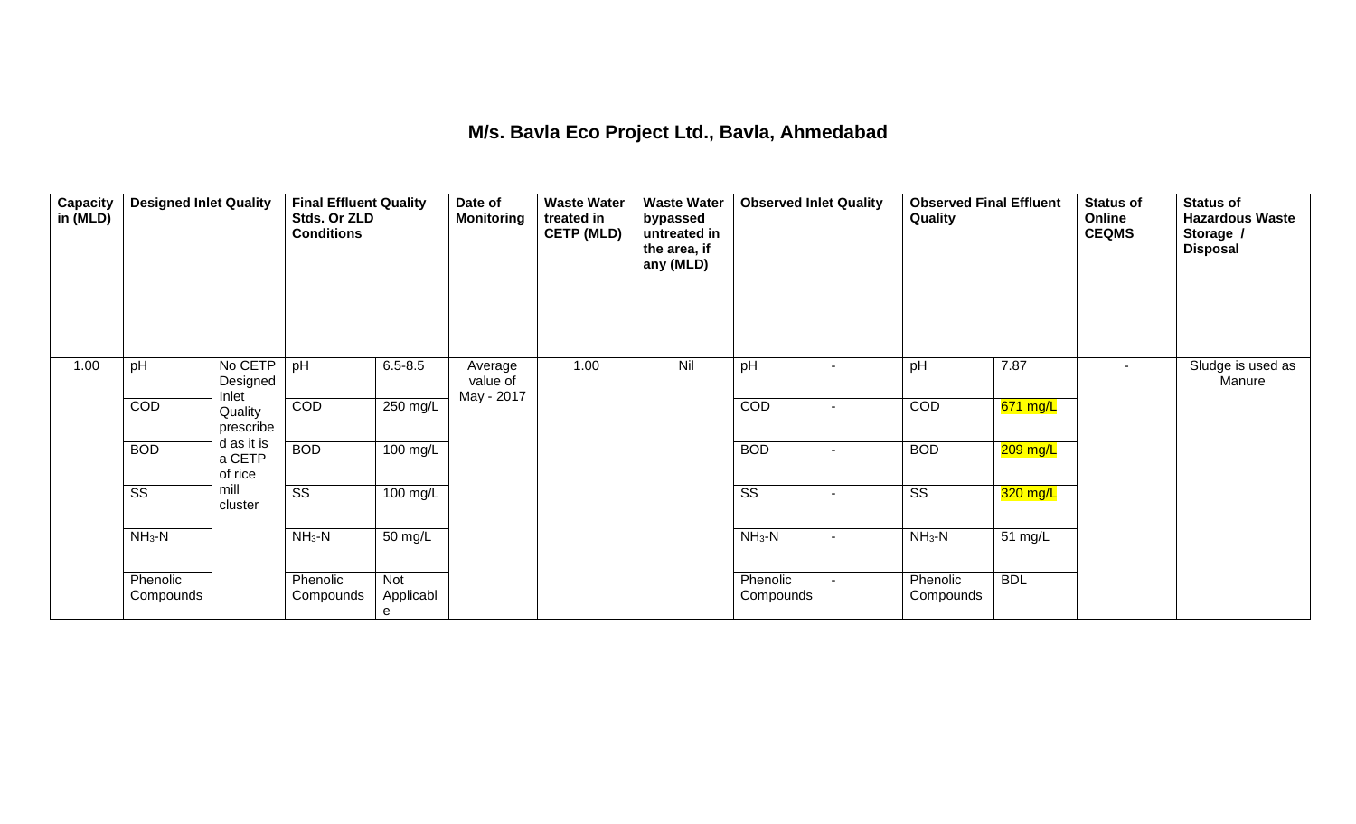## M/s. Bavla Eco Project Ltd., Bavla, Ahmedabad

| Capacity in (MLD) | Designed Inlet Quality | | Final Effluent Quality Stds. Or ZLD Conditions | | Date of Monitoring | Waste Water treated in CETP (MLD) | Waste Water bypassed untreated in the area, if any (MLD) | Observed Inlet Quality | | Observed Final Effluent Quality | | Status of Online CEQMS | Status of Hazardous Waste Storage / Disposal |
|---|---|---|---|---|---|---|---|---|---|---|---|---|---|
| 1.00 | pH | No CETP Designed Inlet Quality prescribed as it is a CETP of rice mill cluster | pH | 6.5-8.5 | Average value of May - 2017 | 1.00 | Nil | pH | - | pH | 7.87 | - | Sludge is used as Manure |
| | COD | | COD | 250 mg/L | | | | COD | - | COD | 671 mg/L | | |
| | BOD | | BOD | 100 mg/L | | | | BOD | - | BOD | 209 mg/L | | |
| | SS | | SS | 100 mg/L | | | | SS | - | SS | 320 mg/L | | |
| | $NH_3$-N | | $NH_3$-N | 50 mg/L | | | | $NH_3$-N | - | $NH_3$-N | 51 mg/L | | |
| | Phenolic Compounds | | Phenolic Compounds | Not Applicable | | | | Phenolic Compounds | - | Phenolic Compounds | BDL | | |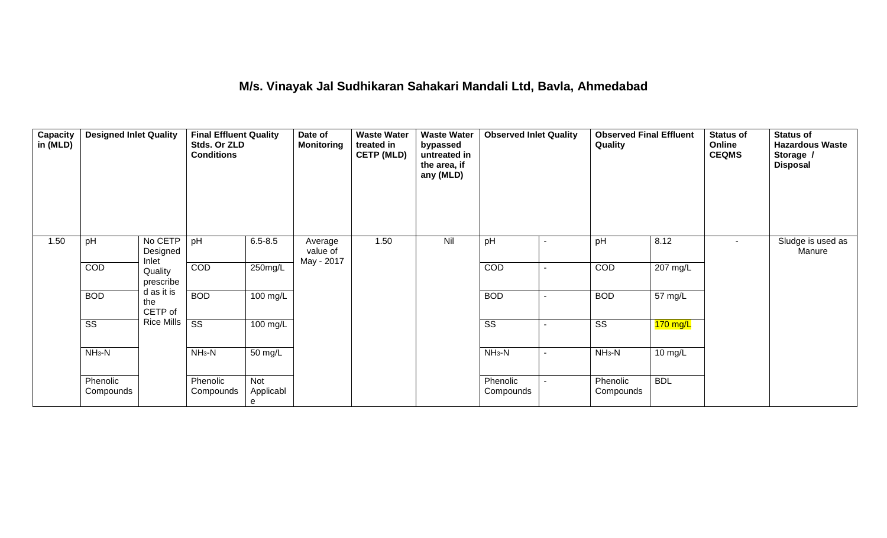# M/s. Vinayak Jal Sudhikaran Sahakari Mandali Ltd, Bavla, Ahmedabad

| Capacity in (MLD) | Designed Inlet Quality | | Final Effluent Quality Stds. Or ZLD Conditions | | Date of Monitoring | Waste Water treated in CETP (MLD) | Waste Water bypassed untreated in the area, if any (MLD) | Observed Inlet Quality | | Observed Final Effluent Quality | | Status of Online CEQMS | Status of Hazardous Waste Storage / Disposal |
|---|---|---|---|---|---|---|---|---|---|---|---|---|---|
| 1.50 | pH | No CETP Designed Inlet Quality prescribed as it is the CETP of Rice Mills | pH | 6.5-8.5 | Average value of May - 2017 | 1.50 | Nil | pH | - | pH | 8.12 | - | Sludge is used as Manure |
| | COD | | COD | 250mg/L | | | | COD | - | COD | 207 mg/L | | |
| | BOD | | BOD | 100 mg/L | | | | BOD | - | BOD | 57 mg/L | | |
| | SS | | SS | 100 mg/L | | | | SS | - | SS | 170 mg/L | | |
| | $NH_3$-N | | $NH_3$-N | 50 mg/L | | | | $NH_3$-N | - | $NH_3$-N | 10 mg/L | | |
| | Phenolic Compounds | | Phenolic Compounds | Not Applicable | | | | Phenolic Compounds | - | Phenolic Compounds | BDL | | |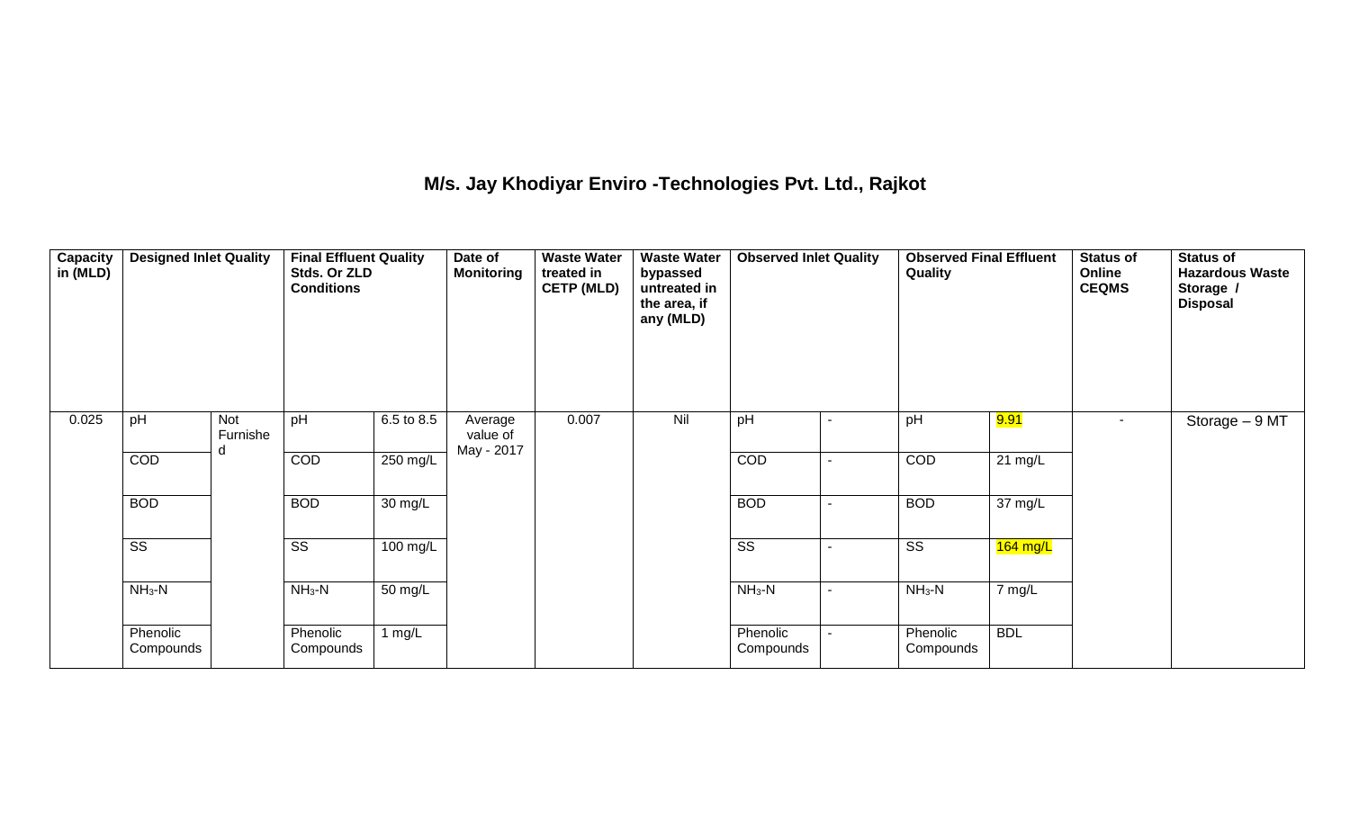## M/s. Jay Khodiyar Enviro -Technologies Pvt. Ltd., Rajkot

| Capacity in (MLD) | Designed Inlet Quality | | Final Effluent Quality Stds. Or ZLD Conditions | | Date of Monitoring | Waste Water treated in CETP (MLD) | Waste Water bypassed untreated in the area, if any (MLD) | Observed Inlet Quality | | Observed Final Effluent Quality | | Status of Online CEQMS | Status of Hazardous Waste Storage / Disposal |
|---|---|---|---|---|---|---|---|---|---|---|---|---|---|
| 0.025 | pH | Not Furnished | pH | 6.5 to 8.5 | Average value of May - 2017 | 0.007 | Nil | pH | - | pH | 9.91 | - | Storage – 9 MT |
| | COD | | COD | 250 mg/L | | | | COD | - | COD | 21 mg/L | | |
| | BOD | | BOD | 30 mg/L | | | | BOD | - | BOD | 37 mg/L | | |
| | SS | | SS | 100 mg/L | | | | SS | - | SS | 164 mg/L | | |
| | $NH_3$-N | | $NH_3$-N | 50 mg/L | | | | $NH_3$-N | - | $NH_3$-N | 7 mg/L | | |
| | Phenolic Compounds | | Phenolic Compounds | 1 mg/L | | | | Phenolic Compounds | - | Phenolic Compounds | BDL | | |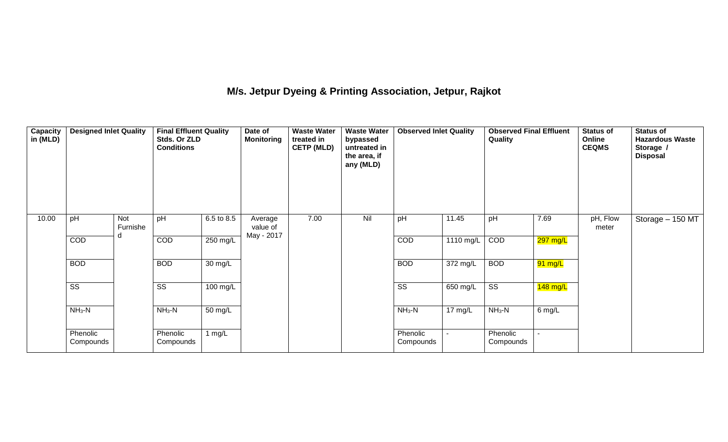# M/s. Jetpur Dyeing & Printing Association, Jetpur, Rajkot

| Capacity in (MLD) | Designed Inlet Quality | | Final Effluent Quality Stds. Or ZLD Conditions | | Date of Monitoring | Waste Water treated in CETP (MLD) | Waste Water bypassed untreated in the area, if any (MLD) | Observed Inlet Quality | | Observed Final Effluent Quality | | Status of Online CEQMS | Status of Hazardous Waste Storage / Disposal |
|---|---|---|---|---|---|---|---|---|---|---|---|---|---|
| 10.00 | pH | Not Furnished | pH | 6.5 to 8.5 | Average value of May - 2017 | 7.00 | Nil | pH | 11.45 | pH | 7.69 | pH, Flow meter | Storage – 150 MT |
| | COD | | COD | 250 mg/L | | | | COD | 1110 mg/L | COD | 297 mg/L | | |
| | BOD | | BOD | 30 mg/L | | | | BOD | 372 mg/L | BOD | 91 mg/L | | |
| | SS | | SS | 100 mg/L | | | | SS | 650 mg/L | SS | 148 mg/L | | |
| | $NH_3$-N | | $NH_3$-N | 50 mg/L | | | | $NH_3$-N | 17 mg/L | $NH_3$-N | 6 mg/L | | |
| | Phenolic Compounds | | Phenolic Compounds | 1 mg/L | | | | Phenolic Compounds | - | Phenolic Compounds | - | | |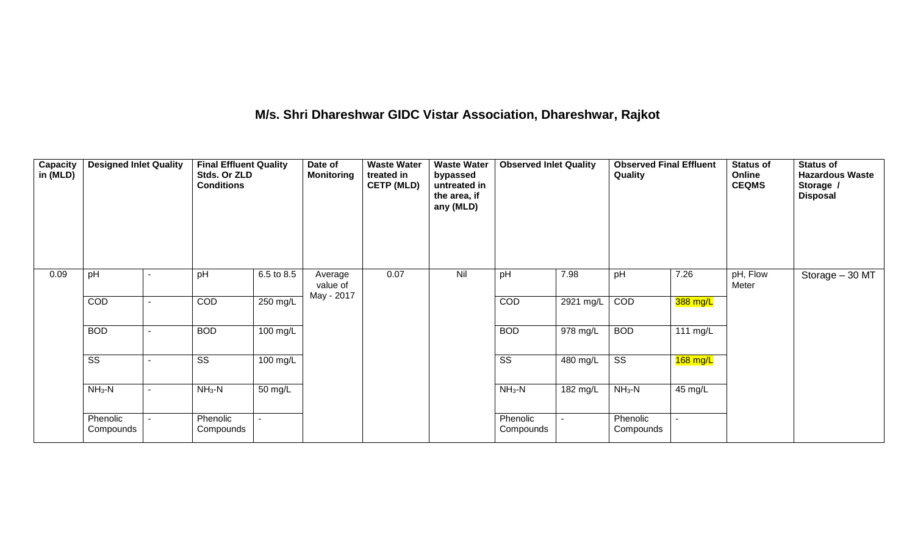# M/s. Shri Dhareshwar GIDC Vistar Association, Dhareshwar, Rajkot

| Capacity in (MLD) | Designed Inlet Quality | | Final Effluent Quality Stds. Or ZLD Conditions | | Date of Monitoring | Waste Water treated in CETP (MLD) | Waste Water bypassed untreated in the area, if any (MLD) | Observed Inlet Quality | | Observed Final Effluent Quality | | Status of Online CEQMS | Status of Hazardous Waste Storage / Disposal |
|---|---|---|---|---|---|---|---|---|---|---|---|---|---|
| 0.09 | pH | - | pH | 6.5 to 8.5 | Average value of May - 2017 | 0.07 | Nil | pH | 7.98 | pH | 7.26 | pH, Flow Meter | Storage – 30 MT |
| | COD | - | COD | 250 mg/L | | | | COD | 2921 mg/L | COD | 388 mg/L | | |
| | BOD | - | BOD | 100 mg/L | | | | BOD | 978 mg/L | BOD | 111 mg/L | | |
| | SS | - | SS | 100 mg/L | | | | SS | 480 mg/L | SS | 168 mg/L | | |
| | $NH_3$-N | - | $NH_3$-N | 50 mg/L | | | | $NH_3$-N | 182 mg/L | $NH_3$-N | 45 mg/L | | |
| | Phenolic Compounds | - | Phenolic Compounds | - | | | | Phenolic Compounds | - | Phenolic Compounds | - | | |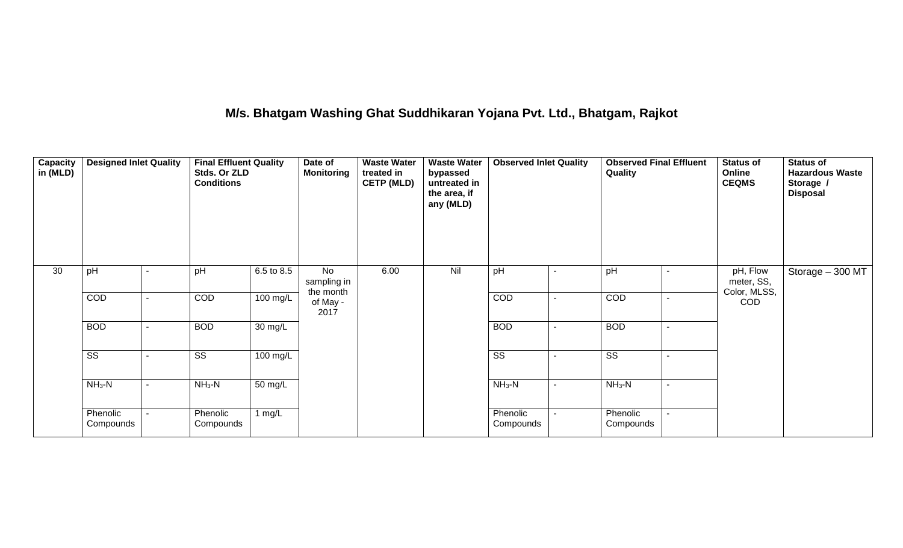## M/s. Bhatgam Washing Ghat Suddhikaran Yojana Pvt. Ltd., Bhatgam, Rajkot

| Capacity in (MLD) | Designed Inlet Quality | | Final Effluent Quality Stds. Or ZLD Conditions | | Date of Monitoring | Waste Water treated in CETP (MLD) | Waste Water bypassed untreated in the area, if any (MLD) | Observed Inlet Quality | | Observed Final Effluent Quality | | Status of Online CEQMS | Status of Hazardous Waste Storage / Disposal |
|---|---|---|---|---|---|---|---|---|---|---|---|---|---|
| 30 | pH | - | pH | 6.5 to 8.5 | No sampling in the month of May - 2017 | 6.00 | Nil | pH | - | pH | - | pH, Flow meter, SS, Color, MLSS, COD | Storage – 300 MT |
| | COD | - | COD | 100 mg/L | | | | COD | - | COD | - | | |
| | BOD | - | BOD | 30 mg/L | | | | BOD | - | BOD | - | | |
| | SS | - | SS | 100 mg/L | | | | SS | - | SS | - | | |
| | $NH_3$-N | - | $NH_3$-N | 50 mg/L | | | | $NH_3$-N | - | $NH_3$-N | - | | |
| | Phenolic Compounds | - | Phenolic Compounds | 1 mg/L | | | | Phenolic Compounds | - | Phenolic Compounds | - | | |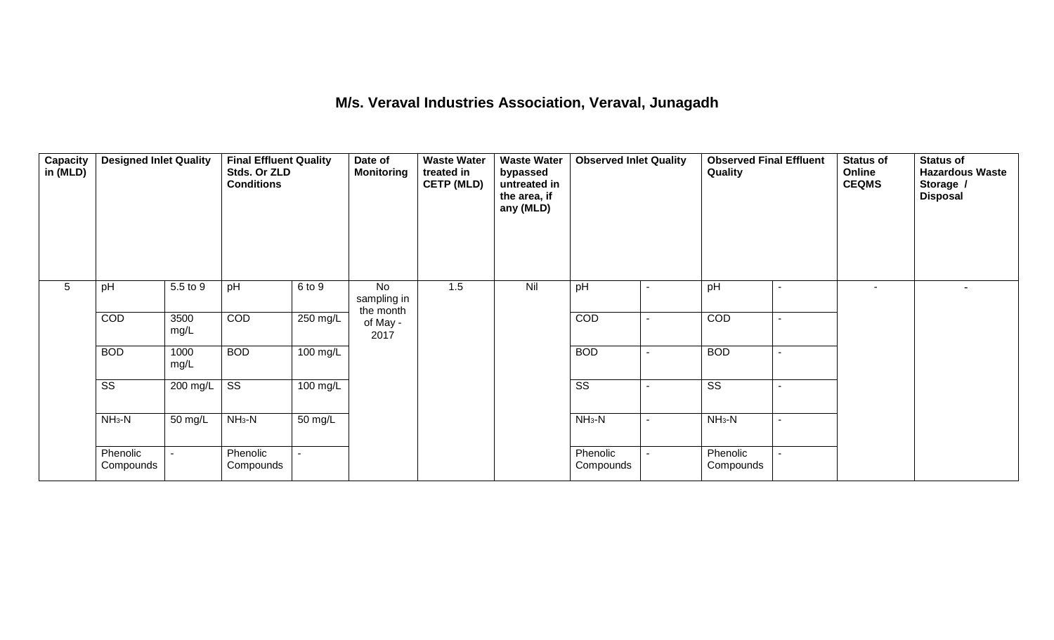# M/s. Veraval Industries Association, Veraval, Junagadh

| Capacity in (MLD) | Designed Inlet Quality | | Final Effluent Quality Stds. Or ZLD Conditions | | Date of Monitoring | Waste Water treated in CETP (MLD) | Waste Water bypassed untreated in the area, if any (MLD) | Observed Inlet Quality | | Observed Final Effluent Quality | | Status of Online CEQMS | Status of Hazardous Waste Storage / Disposal |
|---|---|---|---|---|---|---|---|---|---|---|---|---|---|
| 5 | pH | 5.5 to 9 | pH | 6 to 9 | No sampling in the month of May - 2017 | 1.5 | Nil | pH | - | pH | - | - | - |
| | COD | 3500 mg/L | COD | 250 mg/L | | | | COD | - | COD | - | | |
| | BOD | 1000 mg/L | BOD | 100 mg/L | | | | BOD | - | BOD | - | | |
| | SS | 200 mg/L | SS | 100 mg/L | | | | SS | - | SS | - | | |
| | $NH_3$-N | 50 mg/L | $NH_3$-N | 50 mg/L | | | | $NH_3$-N | - | $NH_3$-N | - | | |
| | Phenolic Compounds | - | Phenolic Compounds | - | | | | Phenolic Compounds | - | Phenolic Compounds | - | | |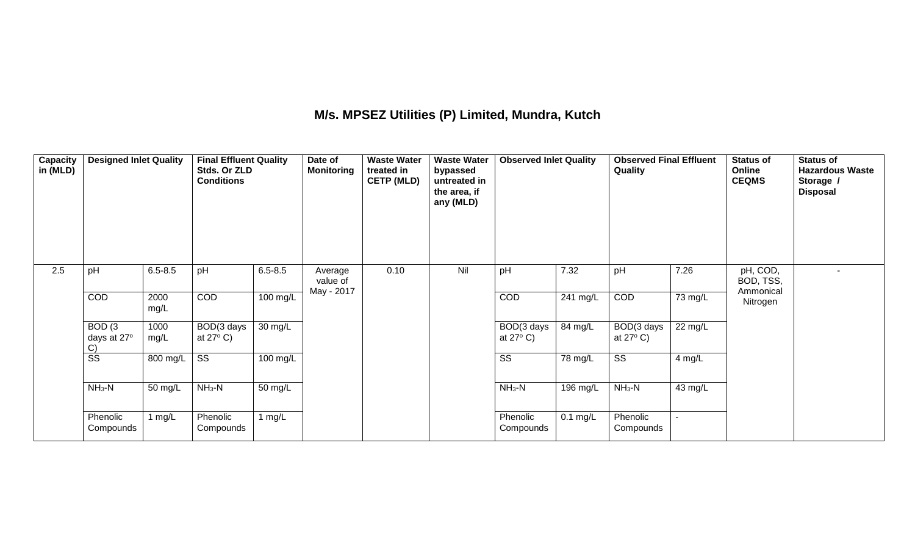## M/s. MPSEZ Utilities (P) Limited, Mundra, Kutch

| Capacity in (MLD) | Designed Inlet Quality | | Final Effluent Quality Stds. Or ZLD Conditions | | Date of Monitoring | Waste Water treated in CETP (MLD) | Waste Water bypassed untreated in the area, if any (MLD) | Observed Inlet Quality | | Observed Final Effluent Quality | | Status of Online CEQMS | Status of Hazardous Waste Storage / Disposal |
|---|---|---|---|---|---|---|---|---|---|---|---|---|---|
| 2.5 | pH | 6.5-8.5 | pH | 6.5-8.5 | Average value of May - 2017 | 0.10 | Nil | pH | 7.32 | pH | 7.26 | pH, COD, BOD, TSS, Ammonical Nitrogen | - |
| | COD | 2000 mg/L | COD | 100 mg/L | | | | COD | 241 mg/L | COD | 73 mg/L | | |
| | BOD (3 days at 27° C) | 1000 mg/L | BOD(3 days at 27° C) | 30 mg/L | | | | BOD(3 days at 27° C) | 84 mg/L | BOD(3 days at 27° C) | 22 mg/L | | |
| | SS | 800 mg/L | SS | 100 mg/L | | | | SS | 78 mg/L | SS | 4 mg/L | | |
| | $NH_3$-N | 50 mg/L | $NH_3$-N | 50 mg/L | | | | $NH_3$-N | 196 mg/L | $NH_3$-N | 43 mg/L | | |
| | Phenolic Compounds | 1 mg/L | Phenolic Compounds | 1 mg/L | | | | Phenolic Compounds | 0.1 mg/L | Phenolic Compounds | - | | |